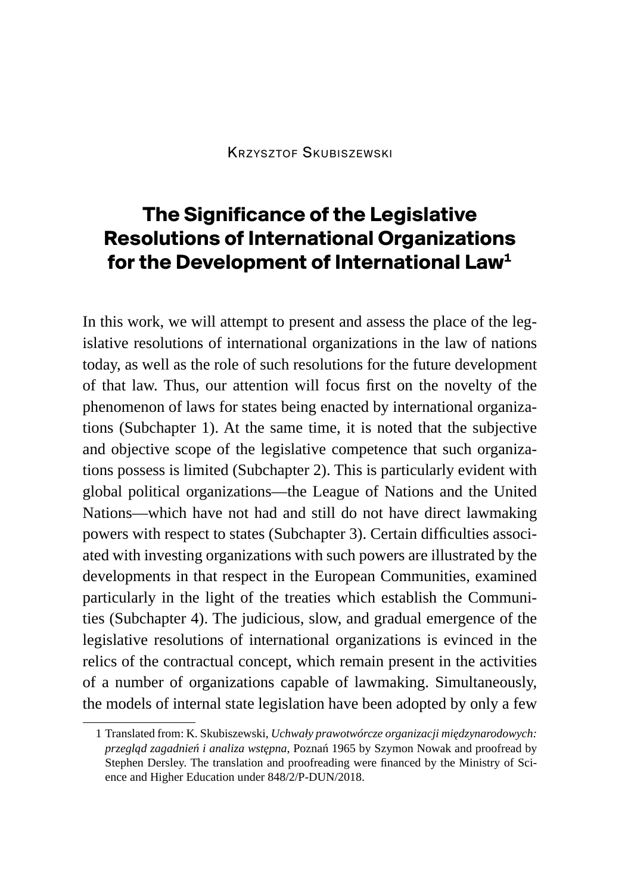Krzysztof Skubiszewski

# The Significance of the Legislative Resolutions of International Organizations for the Development of International Law[1]

In this work, we will attempt to present and assess the place of the legislative resolutions of international organizations in the law of nations today, as well as the role of such resolutions for the future development of that law. Thus, our attention will focus first on the novelty of the phenomenon of laws for states being enacted by international organizations (Subchapter 1). At the same time, it is noted that the subjective and objective scope of the legislative competence that such organizations possess is limited (Subchapter 2). This is particularly evident with global political organizations—the League of Nations and the United Nations—which have not had and still do not have direct lawmaking powers with respect to states (Subchapter 3). Certain difficulties associated with investing organizations with such powers are illustrated by the developments in that respect in the European Communities, examined particularly in the light of the treaties which establish the Communities (Subchapter 4). The judicious, slow, and gradual emergence of the legislative resolutions of international organizations is evinced in the relics of the contractual concept, which remain present in the activities of a number of organizations capable of lawmaking. Simultaneously, the models of internal state legislation have been adopted by only a few

1 Translated from: K. Skubiszewski, *Uchwały prawotwórcze organizacji międzynarodowych: przegląd zagadnień i analiza wstępna*, Poznań 1965 by Szymon Nowak and proofread by Stephen Dersley. The translation and proofreading were financed by the Ministry of Science and Higher Education under 848/2/P-DUN/2018.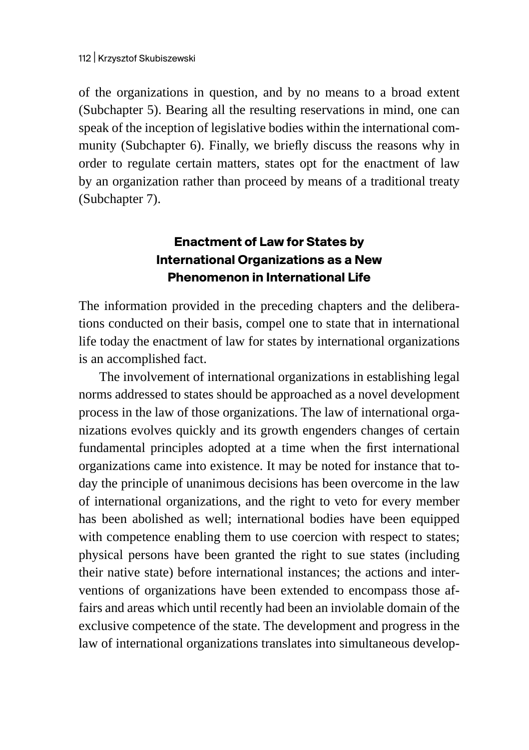of the organizations in question, and by no means to a broad extent (Subchapter 5). Bearing all the resulting reservations in mind, one can speak of the inception of legislative bodies within the international community (Subchapter 6). Finally, we briefly discuss the reasons why in order to regulate certain matters, states opt for the enactment of law by an organization rather than proceed by means of a traditional treaty (Subchapter 7).

## Enactment of Law for States by International Organizations as a New Phenomenon in International Life

The information provided in the preceding chapters and the deliberations conducted on their basis, compel one to state that in international life today the enactment of law for states by international organizations is an accomplished fact.

The involvement of international organizations in establishing legal norms addressed to states should be approached as a novel development process in the law of those organizations. The law of international organizations evolves quickly and its growth engenders changes of certain fundamental principles adopted at a time when the first international organizations came into existence. It may be noted for instance that today the principle of unanimous decisions has been overcome in the law of international organizations, and the right to veto for every member has been abolished as well; international bodies have been equipped with competence enabling them to use coercion with respect to states; physical persons have been granted the right to sue states (including their native state) before international instances; the actions and interventions of organizations have been extended to encompass those affairs and areas which until recently had been an inviolable domain of the exclusive competence of the state. The development and progress in the law of international organizations translates into simultaneous develop-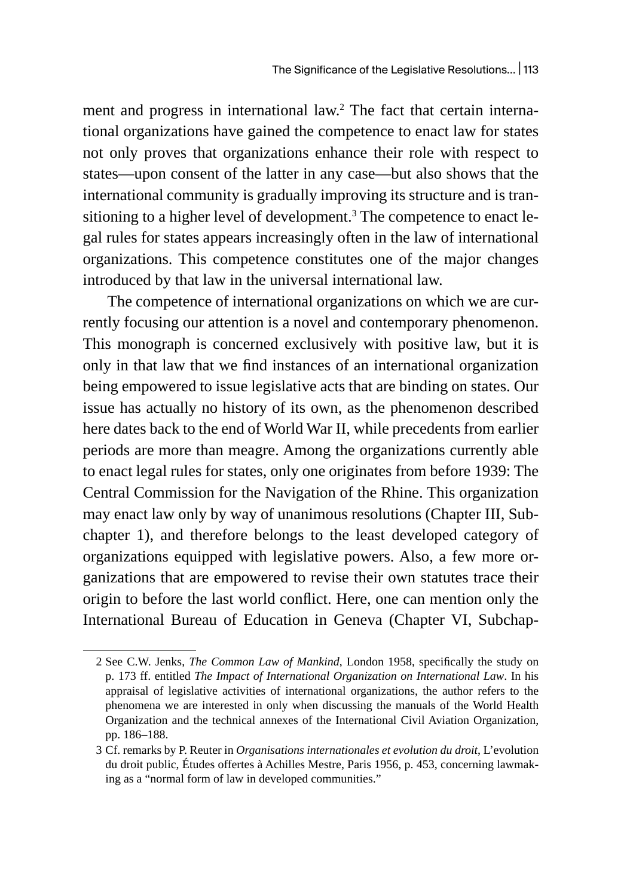ment and progress in international law.[2] The fact that certain international organizations have gained the competence to enact law for states not only proves that organizations enhance their role with respect to states—upon consent of the latter in any case—but also shows that the international community is gradually improving its structure and is transitioning to a higher level of development.[3] The competence to enact legal rules for states appears increasingly often in the law of international organizations. This competence constitutes one of the major changes introduced by that law in the universal international law.

The competence of international organizations on which we are currently focusing our attention is a novel and contemporary phenomenon. This monograph is concerned exclusively with positive law, but it is only in that law that we find instances of an international organization being empowered to issue legislative acts that are binding on states. Our issue has actually no history of its own, as the phenomenon described here dates back to the end of World War II, while precedents from earlier periods are more than meagre. Among the organizations currently able to enact legal rules for states, only one originates from before 1939: The Central Commission for the Navigation of the Rhine. This organization may enact law only by way of unanimous resolutions (Chapter III, Subchapter 1), and therefore belongs to the least developed category of organizations equipped with legislative powers. Also, a few more organizations that are empowered to revise their own statutes trace their origin to before the last world conflict. Here, one can mention only the International Bureau of Education in Geneva (Chapter VI, Subchap-

2 See C.W. Jenks, *The Common Law of Mankind*, London 1958, specifically the study on p. 173 ff. entitled *The Impact of International Organization on International Law*. In his appraisal of legislative activities of international organizations, the author refers to the phenomena we are interested in only when discussing the manuals of the World Health Organization and the technical annexes of the International Civil Aviation Organization, pp. 186–188.

3 Cf. remarks by P. Reuter in *Organisations internationales et evolution du droit*, L'evolution du droit public, Études offertes à Achilles Mestre, Paris 1956, p. 453, concerning lawmaking as a "normal form of law in developed communities."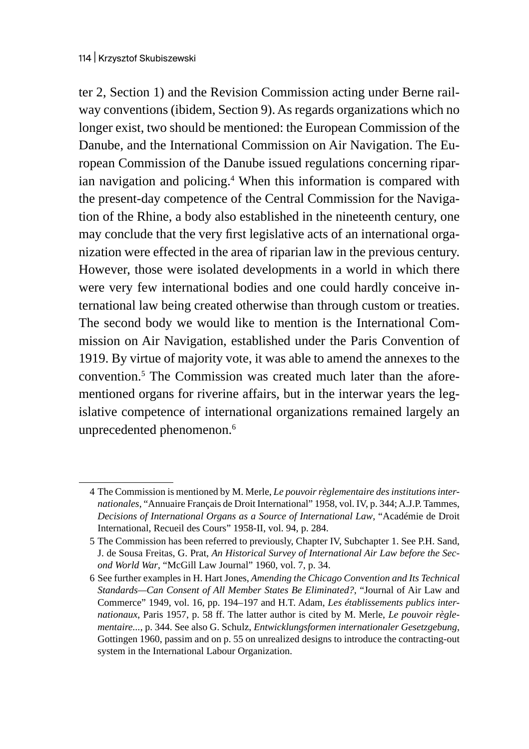ter 2, Section 1) and the Revision Commission acting under Berne railway conventions (ibidem, Section 9). As regards organizations which no longer exist, two should be mentioned: the European Commission of the Danube, and the International Commission on Air Navigation. The European Commission of the Danube issued regulations concerning riparian navigation and policing.[4] When this information is compared with the present-day competence of the Central Commission for the Navigation of the Rhine, a body also established in the nineteenth century, one may conclude that the very first legislative acts of an international organization were effected in the area of riparian law in the previous century. However, those were isolated developments in a world in which there were very few international bodies and one could hardly conceive international law being created otherwise than through custom or treaties. The second body we would like to mention is the International Commission on Air Navigation, established under the Paris Convention of 1919. By virtue of majority vote, it was able to amend the annexes to the convention.[5] The Commission was created much later than the aforementioned organs for riverine affairs, but in the interwar years the legislative competence of international organizations remained largely an unprecedented phenomenon.[6]

---

4 The Commission is mentioned by M. Merle, *Le pouvoir règlementaire des institutions internationales*, "Annuaire Français de Droit International" 1958, vol. IV, p. 344; A.J.P. Tammes, *Decisions of International Organs as a Source of International Law*, "Académie de Droit International, Recueil des Cours" 1958-II, vol. 94, p. 284.

5 The Commission has been referred to previously, Chapter IV, Subchapter 1. See P.H. Sand, J. de Sousa Freitas, G. Prat, *An Historical Survey of International Air Law before the Second World War*, "McGill Law Journal" 1960, vol. 7, p. 34.

6 See further examples in H. Hart Jones, *Amending the Chicago Convention and Its Technical Standards—Can Consent of All Member States Be Eliminated?*, "Journal of Air Law and Commerce" 1949, vol. 16, pp. 194–197 and H.T. Adam, *Les établissements publics internationaux*, Paris 1957, p. 58 ff. The latter author is cited by M. Merle, *Le pouvoir règlementaire...*, p. 344. See also G. Schulz, *Entwicklungsformen internationaler Gesetzgebung*, Gottingen 1960, passim and on p. 55 on unrealized designs to introduce the contracting-out system in the International Labour Organization.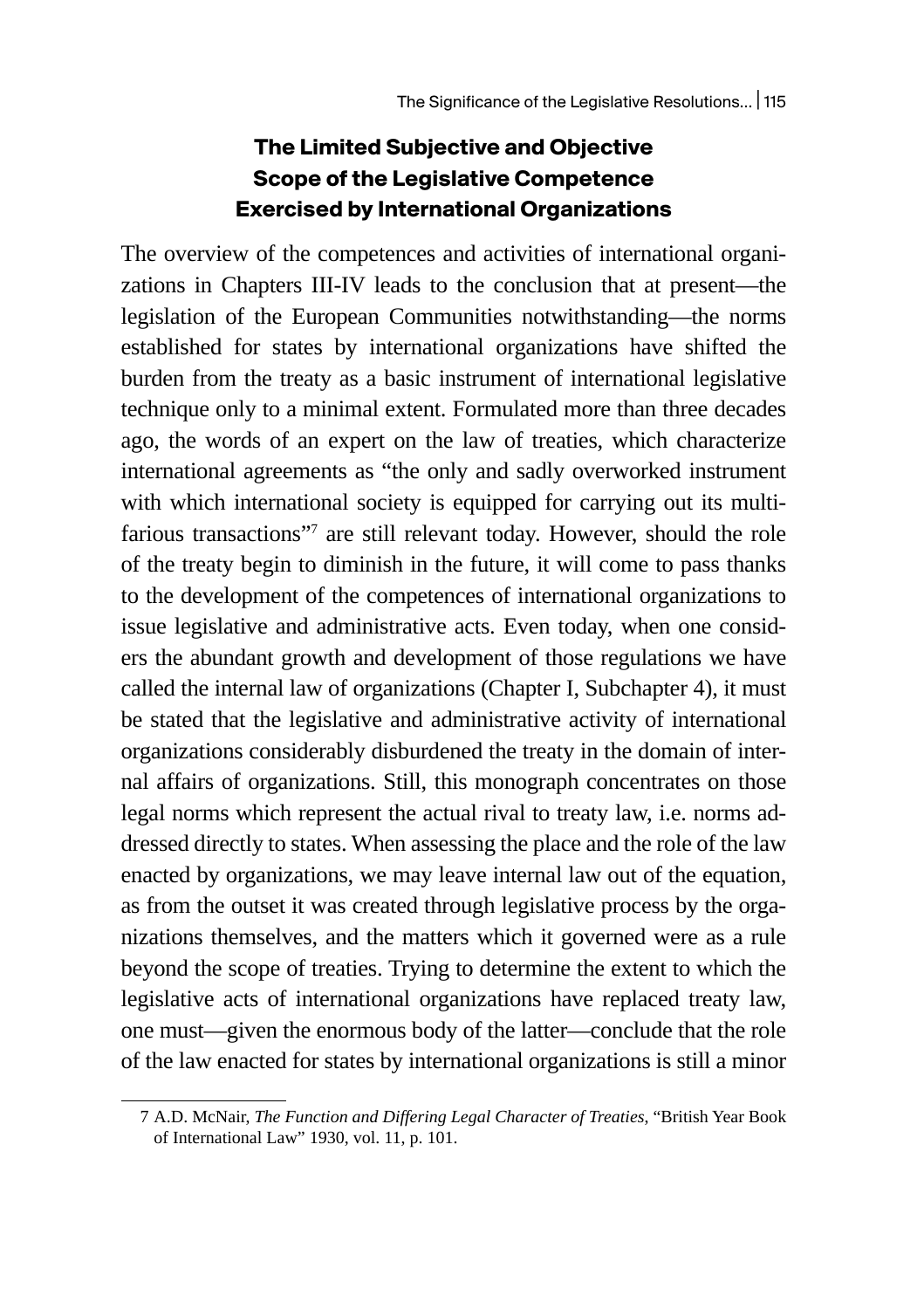## The Limited Subjective and Objective Scope of the Legislative Competence Exercised by International Organizations

The overview of the competences and activities of international organizations in Chapters III-IV leads to the conclusion that at present—the legislation of the European Communities notwithstanding—the norms established for states by international organizations have shifted the burden from the treaty as a basic instrument of international legislative technique only to a minimal extent. Formulated more than three decades ago, the words of an expert on the law of treaties, which characterize international agreements as "the only and sadly overworked instrument with which international society is equipped for carrying out its multifarious transactions"[7] are still relevant today. However, should the role of the treaty begin to diminish in the future, it will come to pass thanks to the development of the competences of international organizations to issue legislative and administrative acts. Even today, when one considers the abundant growth and development of those regulations we have called the internal law of organizations (Chapter I, Subchapter 4), it must be stated that the legislative and administrative activity of international organizations considerably disburdened the treaty in the domain of internal affairs of organizations. Still, this monograph concentrates on those legal norms which represent the actual rival to treaty law, i.e. norms addressed directly to states. When assessing the place and the role of the law enacted by organizations, we may leave internal law out of the equation, as from the outset it was created through legislative process by the organizations themselves, and the matters which it governed were as a rule beyond the scope of treaties. Trying to determine the extent to which the legislative acts of international organizations have replaced treaty law, one must—given the enormous body of the latter—conclude that the role of the law enacted for states by international organizations is still a minor

7 A.D. McNair, *The Function and Differing Legal Character of Treaties*, "British Year Book of International Law" 1930, vol. 11, p. 101.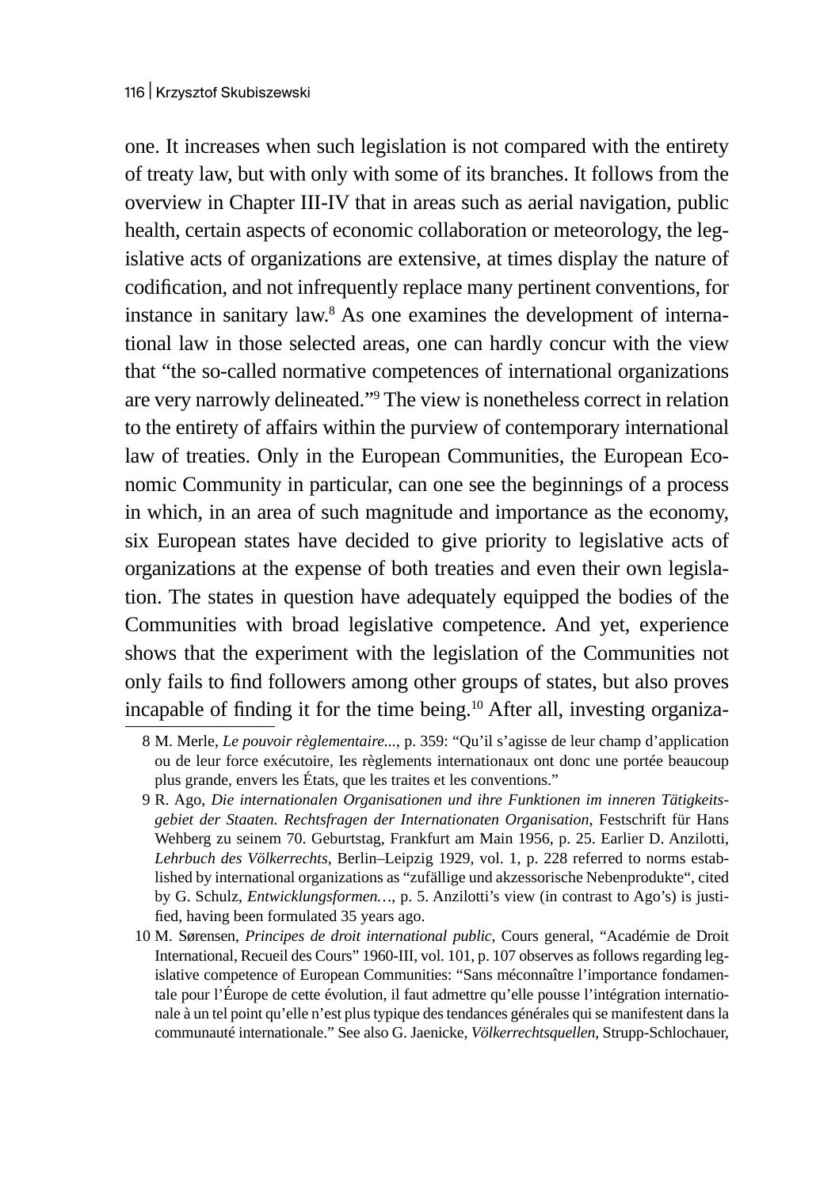one. It increases when such legislation is not compared with the entirety of treaty law, but with only with some of its branches. It follows from the overview in Chapter III-IV that in areas such as aerial navigation, public health, certain aspects of economic collaboration or meteorology, the legislative acts of organizations are extensive, at times display the nature of codification, and not infrequently replace many pertinent conventions, for instance in sanitary law.[8] As one examines the development of international law in those selected areas, one can hardly concur with the view that "the so-called normative competences of international organizations are very narrowly delineated."[9] The view is nonetheless correct in relation to the entirety of affairs within the purview of contemporary international law of treaties. Only in the European Communities, the European Economic Community in particular, can one see the beginnings of a process in which, in an area of such magnitude and importance as the economy, six European states have decided to give priority to legislative acts of organizations at the expense of both treaties and even their own legislation. The states in question have adequately equipped the bodies of the Communities with broad legislative competence. And yet, experience shows that the experiment with the legislation of the Communities not only fails to find followers among other groups of states, but also proves incapable of finding it for the time being.[10] After all, investing organiza-

8 M. Merle, *Le pouvoir règlementaire...*, p. 359: "Qu'il s'agisse de leur champ d'application ou de leur force exécutoire, Ies règlements internationaux ont donc une portée beaucoup plus grande, envers les États, que les traites et les conventions."

9 R. Ago, *Die internationalen Organisationen und ihre Funktionen im inneren Tätigkeitsgebiet der Staaten. Rechtsfragen der Internationaten Organisation*, Festschrift für Hans Wehberg zu seinem 70. Geburtstag, Frankfurt am Main 1956, p. 25. Earlier D. Anzilotti, *Lehrbuch des Völkerrechts*, Berlin–Leipzig 1929, vol. 1, p. 228 referred to norms established by international organizations as "zufällige und akzessorische Nebenprodukte", cited by G. Schulz, *Entwicklungsformen…*, p. 5. Anzilotti's view (in contrast to Ago's) is justified, having been formulated 35 years ago.

10 M. Sørensen, *Principes de droit international public*, Cours general, "Académie de Droit International, Recueil des Cours" 1960-III, vol. 101, p. 107 observes as follows regarding legislative competence of European Communities: "Sans méconnaître l'importance fondamentale pour l'Éurope de cette évolution, il faut admettre qu'elle pousse l'intégration internationale à un tel point qu'elle n'est plus typique des tendances générales qui se manifestent dans la communauté internationale." See also G. Jaenicke, *Völkerrechtsquellen*, Strupp-Schlochauer,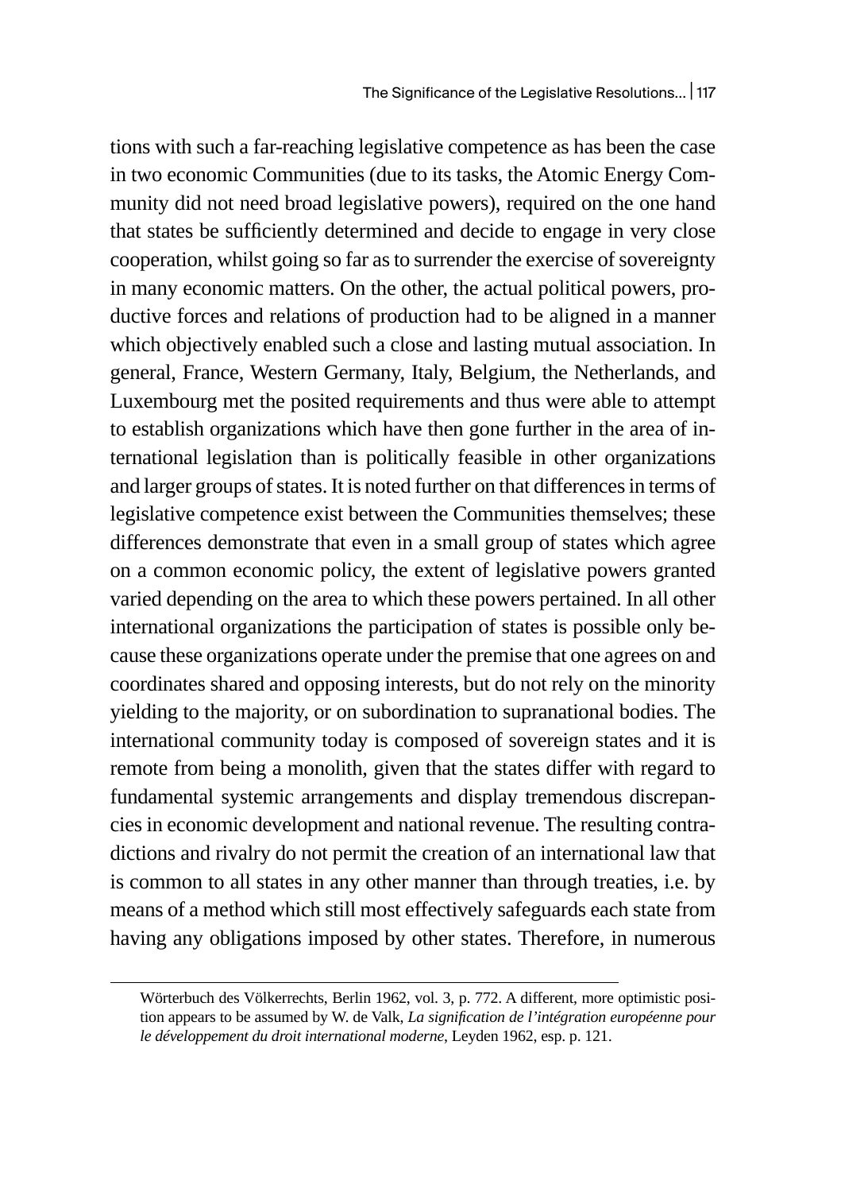tions with such a far-reaching legislative competence as has been the case in two economic Communities (due to its tasks, the Atomic Energy Community did not need broad legislative powers), required on the one hand that states be sufficiently determined and decide to engage in very close cooperation, whilst going so far as to surrender the exercise of sovereignty in many economic matters. On the other, the actual political powers, productive forces and relations of production had to be aligned in a manner which objectively enabled such a close and lasting mutual association. In general, France, Western Germany, Italy, Belgium, the Netherlands, and Luxembourg met the posited requirements and thus were able to attempt to establish organizations which have then gone further in the area of international legislation than is politically feasible in other organizations and larger groups of states. It is noted further on that differences in terms of legislative competence exist between the Communities themselves; these differences demonstrate that even in a small group of states which agree on a common economic policy, the extent of legislative powers granted varied depending on the area to which these powers pertained. In all other international organizations the participation of states is possible only because these organizations operate under the premise that one agrees on and coordinates shared and opposing interests, but do not rely on the minority yielding to the majority, or on subordination to supranational bodies. The international community today is composed of sovereign states and it is remote from being a monolith, given that the states differ with regard to fundamental systemic arrangements and display tremendous discrepancies in economic development and national revenue. The resulting contradictions and rivalry do not permit the creation of an international law that is common to all states in any other manner than through treaties, i.e. by means of a method which still most effectively safeguards each state from having any obligations imposed by other states. Therefore, in numerous

---

Wörterbuch des Völkerrechts, Berlin 1962, vol. 3, p. 772. A different, more optimistic position appears to be assumed by W. de Valk, *La signification de l'intégration européenne pour le développement du droit international moderne*, Leyden 1962, esp. p. 121.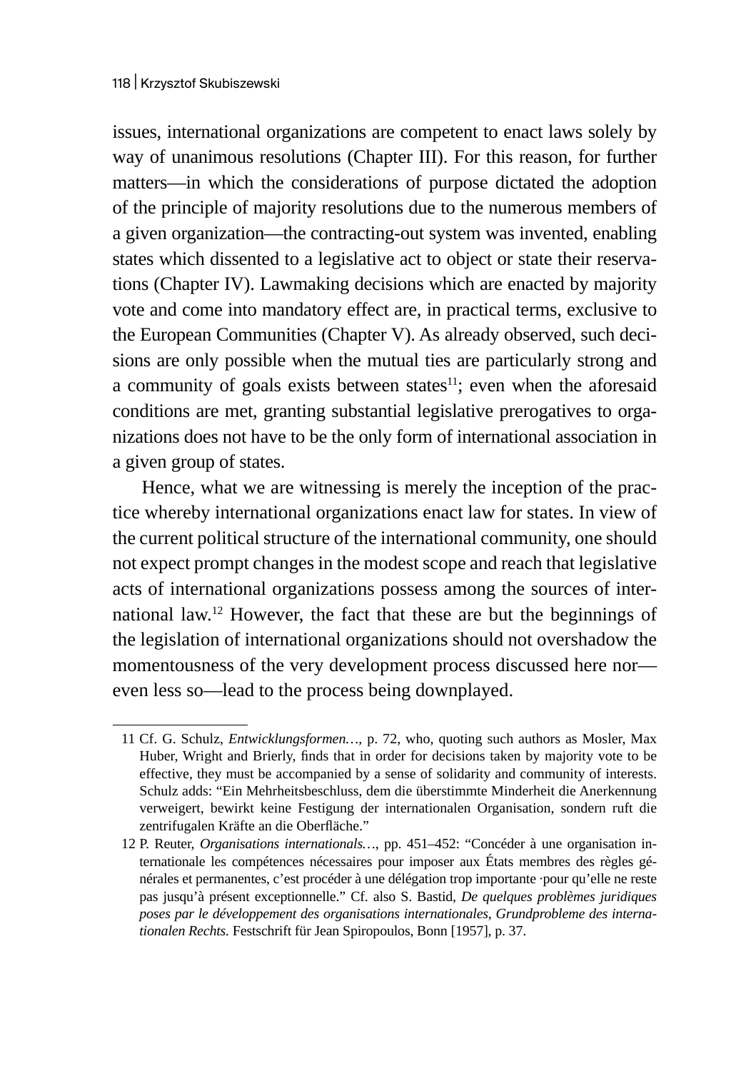issues, international organizations are competent to enact laws solely by way of unanimous resolutions (Chapter III). For this reason, for further matters—in which the considerations of purpose dictated the adoption of the principle of majority resolutions due to the numerous members of a given organization—the contracting-out system was invented, enabling states which dissented to a legislative act to object or state their reservations (Chapter IV). Lawmaking decisions which are enacted by majority vote and come into mandatory effect are, in practical terms, exclusive to the European Communities (Chapter V). As already observed, such decisions are only possible when the mutual ties are particularly strong and a community of goals exists between states[11]; even when the aforesaid conditions are met, granting substantial legislative prerogatives to organizations does not have to be the only form of international association in a given group of states.

Hence, what we are witnessing is merely the inception of the practice whereby international organizations enact law for states. In view of the current political structure of the international community, one should not expect prompt changes in the modest scope and reach that legislative acts of international organizations possess among the sources of international law.[12] However, the fact that these are but the beginnings of the legislation of international organizations should not overshadow the momentousness of the very development process discussed here nor—even less so—lead to the process being downplayed.

---

11 Cf. G. Schulz, *Entwicklungsformen…*, p. 72, who, quoting such authors as Mosler, Max Huber, Wright and Brierly, finds that in order for decisions taken by majority vote to be effective, they must be accompanied by a sense of solidarity and community of interests. Schulz adds: "Ein Mehrheitsbeschluss, dem die überstimmte Minderheit die Anerkennung verweigert, bewirkt keine Festigung der internationalen Organisation, sondern ruft die zentrifugalen Kräfte an die Oberfläche."

12 P. Reuter, *Organisations internationals…*, pp. 451–452: "Concéder à une organisation internationale les compétences nécessaires pour imposer aux États membres des règles générales et permanentes, c'est procéder à une délégation trop importante ·pour qu'elle ne reste pas jusqu'à présent exceptionnelle." Cf. also S. Bastid, *De quelques problèmes juridiques poses par le développement des organisations internationales*, *Grundprobleme des internationalen Rechts.* Festschrift für Jean Spiropoulos, Bonn [1957], p. 37.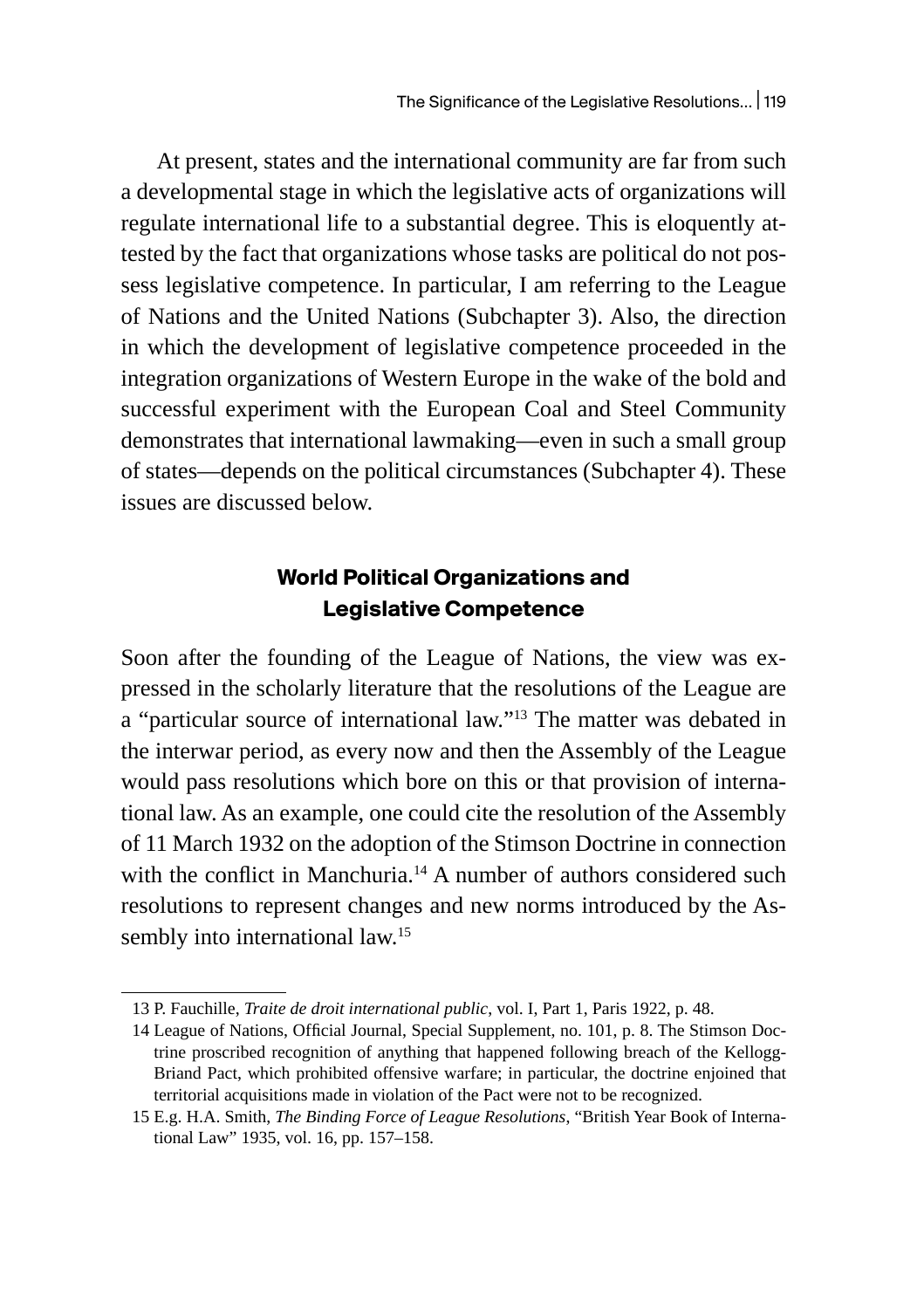At present, states and the international community are far from such a developmental stage in which the legislative acts of organizations will regulate international life to a substantial degree. This is eloquently attested by the fact that organizations whose tasks are political do not possess legislative competence. In particular, I am referring to the League of Nations and the United Nations (Subchapter 3). Also, the direction in which the development of legislative competence proceeded in the integration organizations of Western Europe in the wake of the bold and successful experiment with the European Coal and Steel Community demonstrates that international lawmaking—even in such a small group of states—depends on the political circumstances (Subchapter 4). These issues are discussed below.

## World Political Organizations and Legislative Competence

Soon after the founding of the League of Nations, the view was expressed in the scholarly literature that the resolutions of the League are a "particular source of international law."[13] The matter was debated in the interwar period, as every now and then the Assembly of the League would pass resolutions which bore on this or that provision of international law. As an example, one could cite the resolution of the Assembly of 11 March 1932 on the adoption of the Stimson Doctrine in connection with the conflict in Manchuria.[14] A number of authors considered such resolutions to represent changes and new norms introduced by the Assembly into international law.[15]

---

13 P. Fauchille, *Traite de droit international public*, vol. I, Part 1, Paris 1922, p. 48.

14 League of Nations, Official Journal, Special Supplement, no. 101, p. 8. The Stimson Doctrine proscribed recognition of anything that happened following breach of the Kellogg-Briand Pact, which prohibited offensive warfare; in particular, the doctrine enjoined that territorial acquisitions made in violation of the Pact were not to be recognized.

15 E.g. H.A. Smith, *The Binding Force of League Resolutions*, "British Year Book of International Law" 1935, vol. 16, pp. 157–158.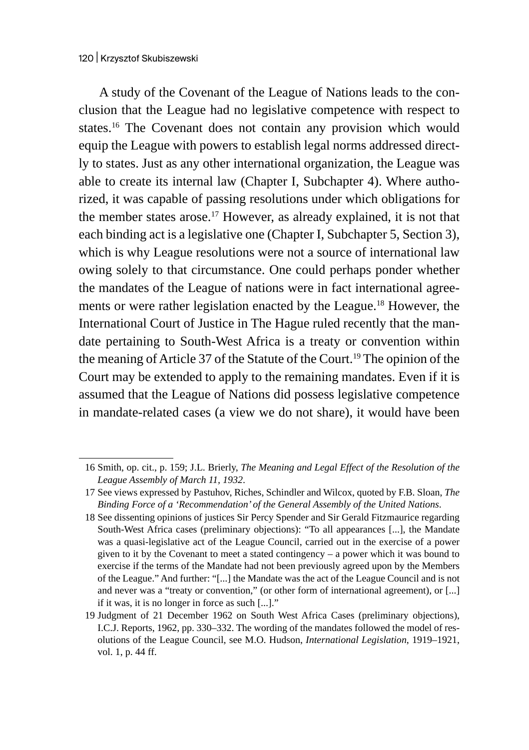A study of the Covenant of the League of Nations leads to the conclusion that the League had no legislative competence with respect to states.[16] The Covenant does not contain any provision which would equip the League with powers to establish legal norms addressed directly to states. Just as any other international organization, the League was able to create its internal law (Chapter I, Subchapter 4). Where authorized, it was capable of passing resolutions under which obligations for the member states arose.[17] However, as already explained, it is not that each binding act is a legislative one (Chapter I, Subchapter 5, Section 3), which is why League resolutions were not a source of international law owing solely to that circumstance. One could perhaps ponder whether the mandates of the League of nations were in fact international agreements or were rather legislation enacted by the League.[18] However, the International Court of Justice in The Hague ruled recently that the mandate pertaining to South-West Africa is a treaty or convention within the meaning of Article 37 of the Statute of the Court.[19] The opinion of the Court may be extended to apply to the remaining mandates. Even if it is assumed that the League of Nations did possess legislative competence in mandate-related cases (a view we do not share), it would have been

---

16 Smith, op. cit., p. 159; J.L. Brierly, *The Meaning and Legal Effect of the Resolution of the League Assembly of March 11, 1932*.

17 See views expressed by Pastuhov, Riches, Schindler and Wilcox, quoted by F.B. Sloan, *The Binding Force of a 'Recommendation' of the General Assembly of the United Nations*.

18 See dissenting opinions of justices Sir Percy Spender and Sir Gerald Fitzmaurice regarding South-West Africa cases (preliminary objections): "To all appearances [...], the Mandate was a quasi-legislative act of the League Council, carried out in the exercise of a power given to it by the Covenant to meet a stated contingency – a power which it was bound to exercise if the terms of the Mandate had not been previously agreed upon by the Members of the League." And further: "[...] the Mandate was the act of the League Council and is not and never was a "treaty or convention," (or other form of international agreement), or [...] if it was, it is no longer in force as such [...]."

19 Judgment of 21 December 1962 on South West Africa Cases (preliminary objections), I.C.J. Reports, 1962, pp. 330–332. The wording of the mandates followed the model of resolutions of the League Council, see M.O. Hudson, *International Legislation*, 1919–1921, vol. 1, p. 44 ff.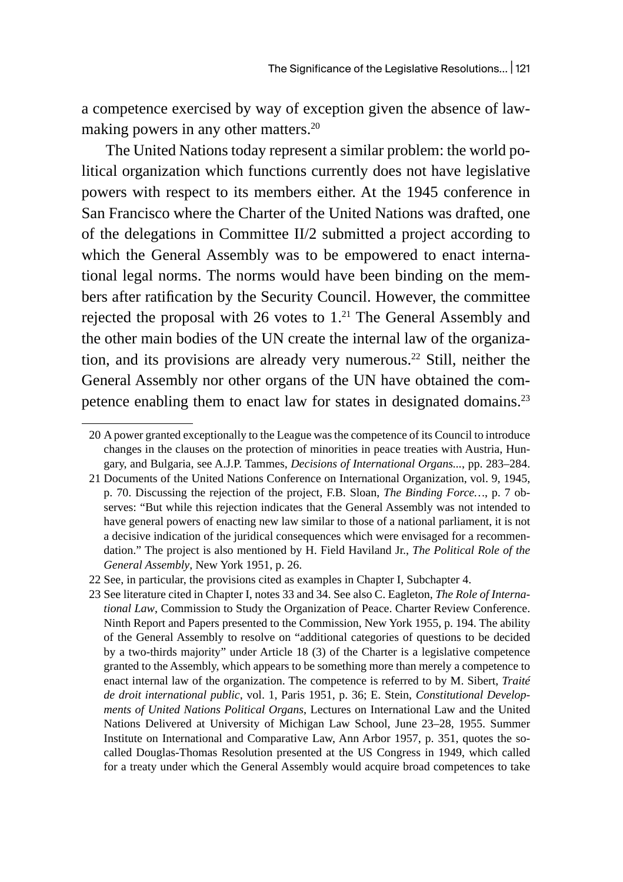a competence exercised by way of exception given the absence of law-making powers in any other matters.[20]

The United Nations today represent a similar problem: the world political organization which functions currently does not have legislative powers with respect to its members either. At the 1945 conference in San Francisco where the Charter of the United Nations was drafted, one of the delegations in Committee II/2 submitted a project according to which the General Assembly was to be empowered to enact international legal norms. The norms would have been binding on the members after ratification by the Security Council. However, the committee rejected the proposal with 26 votes to 1.[21] The General Assembly and the other main bodies of the UN create the internal law of the organization, and its provisions are already very numerous.[22] Still, neither the General Assembly nor other organs of the UN have obtained the competence enabling them to enact law for states in designated domains.[23]

---

20 A power granted exceptionally to the League was the competence of its Council to introduce changes in the clauses on the protection of minorities in peace treaties with Austria, Hungary, and Bulgaria, see A.J.P. Tammes, *Decisions of International Organs...*, pp. 283–284.

21 Documents of the United Nations Conference on International Organization, vol. 9, 1945, p. 70. Discussing the rejection of the project, F.B. Sloan, *The Binding Force…*, p. 7 observes: "But while this rejection indicates that the General Assembly was not intended to have general powers of enacting new law similar to those of a national parliament, it is not a decisive indication of the juridical consequences which were envisaged for a recommendation." The project is also mentioned by H. Field Haviland Jr., *The Political Role of the General Assembly*, New York 1951, p. 26.

22 See, in particular, the provisions cited as examples in Chapter I, Subchapter 4.

23 See literature cited in Chapter I, notes 33 and 34. See also C. Eagleton, *The Role of International Law*, Commission to Study the Organization of Peace. Charter Review Conference. Ninth Report and Papers presented to the Commission, New York 1955, p. 194. The ability of the General Assembly to resolve on "additional categories of questions to be decided by a two-thirds majority" under Article 18 (3) of the Charter is a legislative competence granted to the Assembly, which appears to be something more than merely a competence to enact internal law of the organization. The competence is referred to by M. Sibert, *Traité de droit international public*, vol. 1, Paris 1951, p. 36; E. Stein, *Constitutional Developments of United Nations Political Organs*, Lectures on International Law and the United Nations Delivered at University of Michigan Law School, June 23–28, 1955. Summer Institute on International and Comparative Law, Ann Arbor 1957, p. 351, quotes the so-called Douglas-Thomas Resolution presented at the US Congress in 1949, which called for a treaty under which the General Assembly would acquire broad competences to take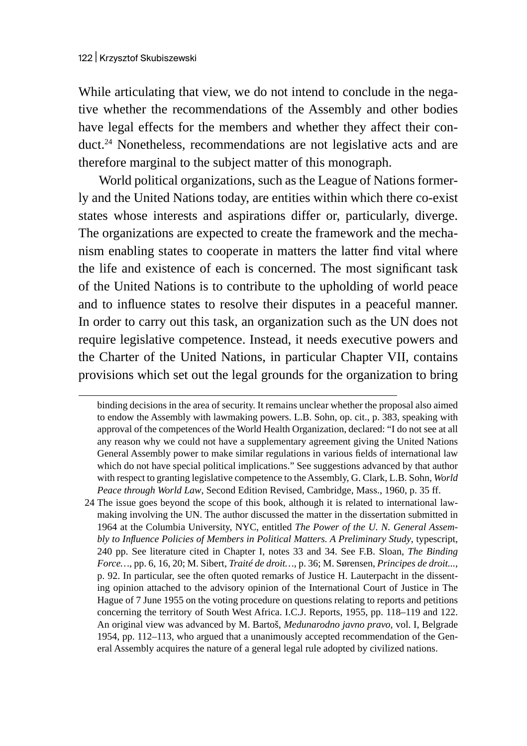While articulating that view, we do not intend to conclude in the negative whether the recommendations of the Assembly and other bodies have legal effects for the members and whether they affect their conduct.[24] Nonetheless, recommendations are not legislative acts and are therefore marginal to the subject matter of this monograph.

World political organizations, such as the League of Nations formerly and the United Nations today, are entities within which there co-exist states whose interests and aspirations differ or, particularly, diverge. The organizations are expected to create the framework and the mechanism enabling states to cooperate in matters the latter find vital where the life and existence of each is concerned. The most significant task of the United Nations is to contribute to the upholding of world peace and to influence states to resolve their disputes in a peaceful manner. In order to carry out this task, an organization such as the UN does not require legislative competence. Instead, it needs executive powers and the Charter of the United Nations, in particular Chapter VII, contains provisions which set out the legal grounds for the organization to bring

---

binding decisions in the area of security. It remains unclear whether the proposal also aimed to endow the Assembly with lawmaking powers. L.B. Sohn, op. cit., p. 383, speaking with approval of the competences of the World Health Organization, declared: "I do not see at all any reason why we could not have a supplementary agreement giving the United Nations General Assembly power to make similar regulations in various fields of international law which do not have special political implications." See suggestions advanced by that author with respect to granting legislative competence to the Assembly, G. Clark, L.B. Sohn, *World Peace through World Law*, Second Edition Revised, Cambridge, Mass., 1960, p. 35 ff.

24 The issue goes beyond the scope of this book, although it is related to international lawmaking involving the UN. The author discussed the matter in the dissertation submitted in 1964 at the Columbia University, NYC, entitled *The Power of the U. N. General Assembly to Influence Policies of Members in Political Matters. A Preliminary Study*, typescript, 240 pp. See literature cited in Chapter I, notes 33 and 34. See F.B. Sloan, *The Binding Force…*, pp. 6, 16, 20; M. Sibert, *Traité de droit…*, p. 36; M. Sørensen, *Principes de droit...*, p. 92. In particular, see the often quoted remarks of Justice H. Lauterpacht in the dissenting opinion attached to the advisory opinion of the International Court of Justice in The Hague of 7 June 1955 on the voting procedure on questions relating to reports and petitions concerning the territory of South West Africa. I.C.J. Reports, 1955, pp. 118–119 and 122. An original view was advanced by M. Bartoš, *Medunarodno javno pravo*, vol. I, Belgrade 1954, pp. 112–113, who argued that a unanimously accepted recommendation of the General Assembly acquires the nature of a general legal rule adopted by civilized nations.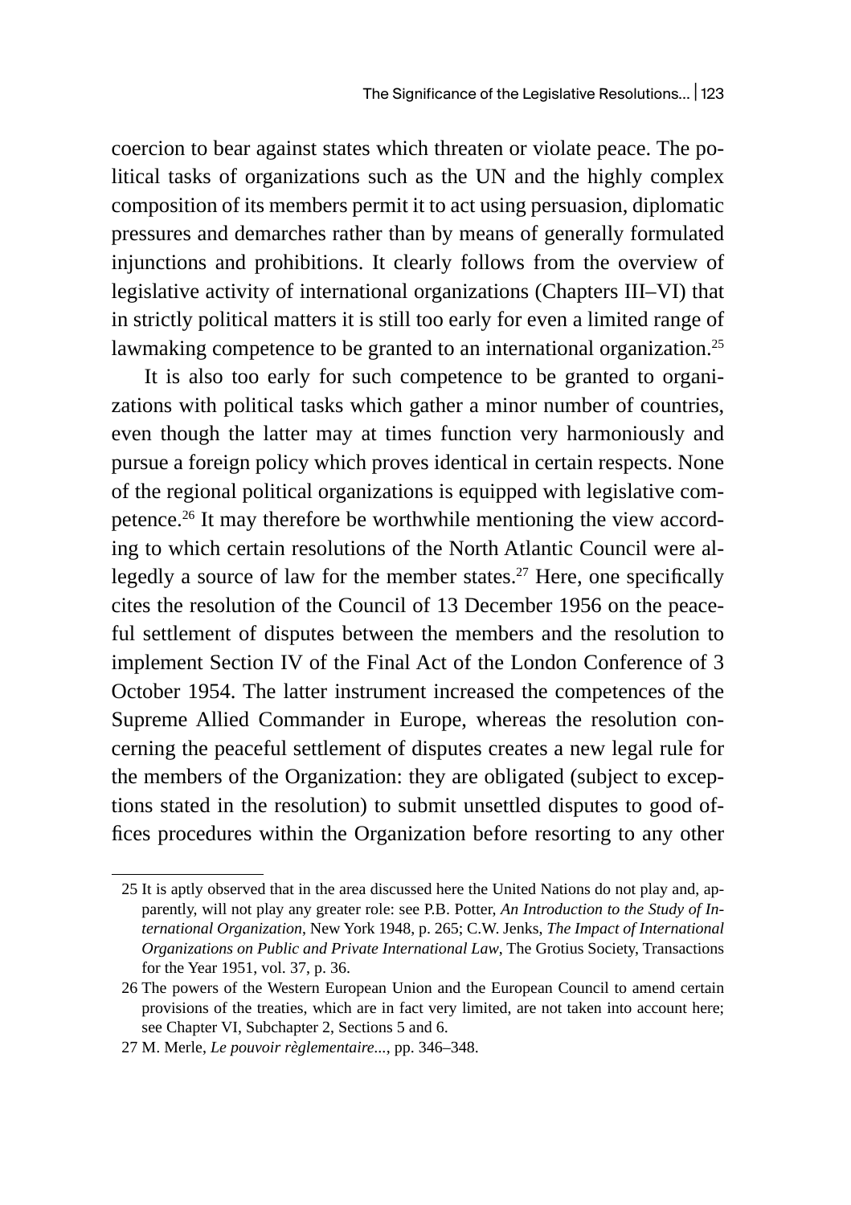coercion to bear against states which threaten or violate peace. The political tasks of organizations such as the UN and the highly complex composition of its members permit it to act using persuasion, diplomatic pressures and demarches rather than by means of generally formulated injunctions and prohibitions. It clearly follows from the overview of legislative activity of international organizations (Chapters III–VI) that in strictly political matters it is still too early for even a limited range of lawmaking competence to be granted to an international organization.[25]

It is also too early for such competence to be granted to organizations with political tasks which gather a minor number of countries, even though the latter may at times function very harmoniously and pursue a foreign policy which proves identical in certain respects. None of the regional political organizations is equipped with legislative competence.[26] It may therefore be worthwhile mentioning the view according to which certain resolutions of the North Atlantic Council were allegedly a source of law for the member states.[27] Here, one specifically cites the resolution of the Council of 13 December 1956 on the peaceful settlement of disputes between the members and the resolution to implement Section IV of the Final Act of the London Conference of 3 October 1954. The latter instrument increased the competences of the Supreme Allied Commander in Europe, whereas the resolution concerning the peaceful settlement of disputes creates a new legal rule for the members of the Organization: they are obligated (subject to exceptions stated in the resolution) to submit unsettled disputes to good offices procedures within the Organization before resorting to any other

---

25 It is aptly observed that in the area discussed here the United Nations do not play and, apparently, will not play any greater role: see P.B. Potter, *An Introduction to the Study of International Organization*, New York 1948, p. 265; C.W. Jenks, *The Impact of International Organizations on Public and Private International Law*, The Grotius Society, Transactions for the Year 1951, vol. 37, p. 36.

26 The powers of the Western European Union and the European Council to amend certain provisions of the treaties, which are in fact very limited, are not taken into account here; see Chapter VI, Subchapter 2, Sections 5 and 6.

27 M. Merle, *Le pouvoir règlementaire...*, pp. 346–348.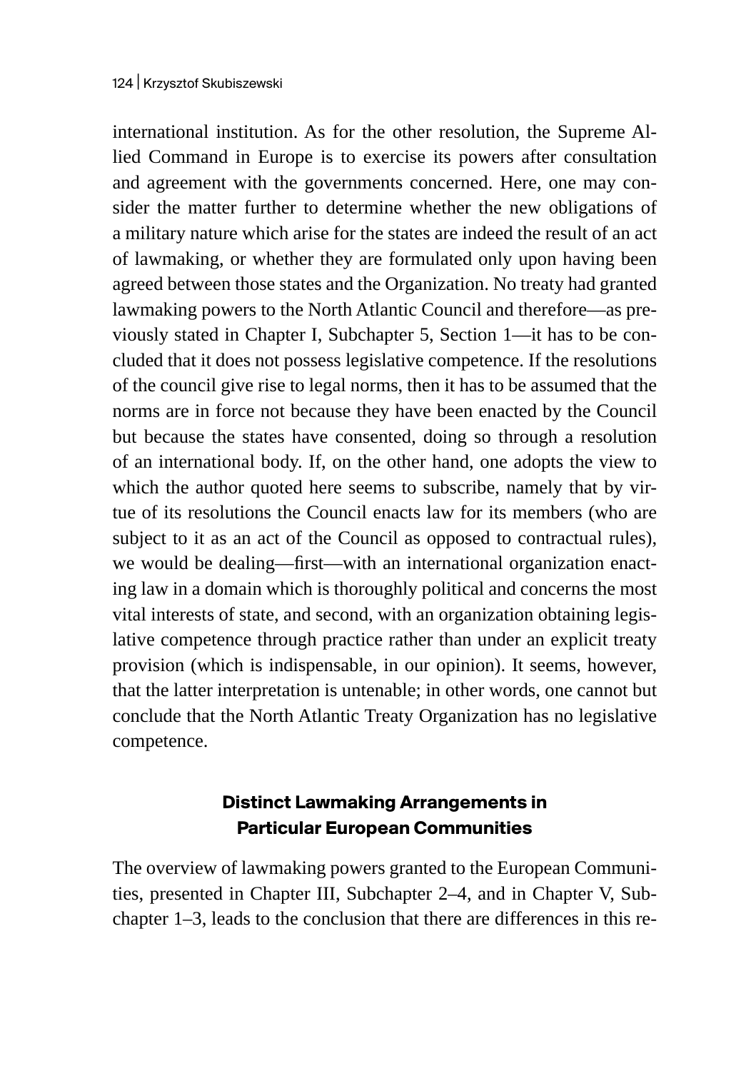international institution. As for the other resolution, the Supreme Allied Command in Europe is to exercise its powers after consultation and agreement with the governments concerned. Here, one may consider the matter further to determine whether the new obligations of a military nature which arise for the states are indeed the result of an act of lawmaking, or whether they are formulated only upon having been agreed between those states and the Organization. No treaty had granted lawmaking powers to the North Atlantic Council and therefore—as previously stated in Chapter I, Subchapter 5, Section 1—it has to be concluded that it does not possess legislative competence. If the resolutions of the council give rise to legal norms, then it has to be assumed that the norms are in force not because they have been enacted by the Council but because the states have consented, doing so through a resolution of an international body. If, on the other hand, one adopts the view to which the author quoted here seems to subscribe, namely that by virtue of its resolutions the Council enacts law for its members (who are subject to it as an act of the Council as opposed to contractual rules), we would be dealing—first—with an international organization enacting law in a domain which is thoroughly political and concerns the most vital interests of state, and second, with an organization obtaining legislative competence through practice rather than under an explicit treaty provision (which is indispensable, in our opinion). It seems, however, that the latter interpretation is untenable; in other words, one cannot but conclude that the North Atlantic Treaty Organization has no legislative competence.

### Distinct Lawmaking Arrangements in Particular European Communities

The overview of lawmaking powers granted to the European Communities, presented in Chapter III, Subchapter 2–4, and in Chapter V, Subchapter 1–3, leads to the conclusion that there are differences in this re-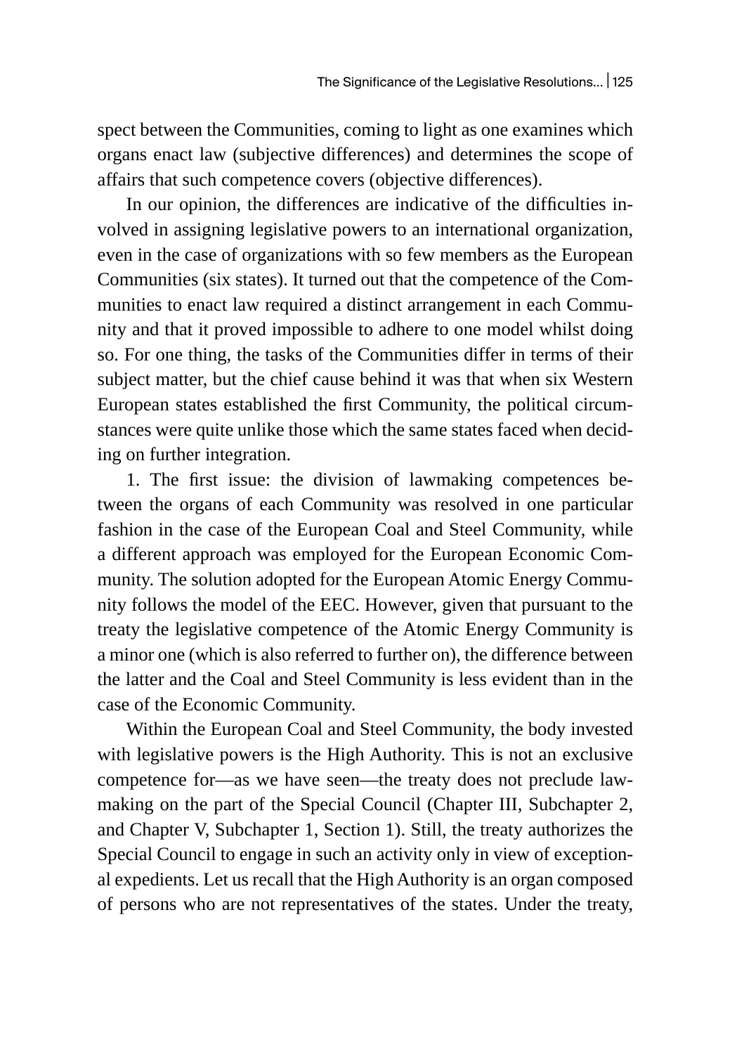spect between the Communities, coming to light as one examines which organs enact law (subjective differences) and determines the scope of affairs that such competence covers (objective differences).

In our opinion, the differences are indicative of the difficulties involved in assigning legislative powers to an international organization, even in the case of organizations with so few members as the European Communities (six states). It turned out that the competence of the Communities to enact law required a distinct arrangement in each Community and that it proved impossible to adhere to one model whilst doing so. For one thing, the tasks of the Communities differ in terms of their subject matter, but the chief cause behind it was that when six Western European states established the first Community, the political circumstances were quite unlike those which the same states faced when deciding on further integration.

1. The first issue: the division of lawmaking competences between the organs of each Community was resolved in one particular fashion in the case of the European Coal and Steel Community, while a different approach was employed for the European Economic Community. The solution adopted for the European Atomic Energy Community follows the model of the EEC. However, given that pursuant to the treaty the legislative competence of the Atomic Energy Community is a minor one (which is also referred to further on), the difference between the latter and the Coal and Steel Community is less evident than in the case of the Economic Community.

Within the European Coal and Steel Community, the body invested with legislative powers is the High Authority. This is not an exclusive competence for—as we have seen—the treaty does not preclude lawmaking on the part of the Special Council (Chapter III, Subchapter 2, and Chapter V, Subchapter 1, Section 1). Still, the treaty authorizes the Special Council to engage in such an activity only in view of exceptional expedients. Let us recall that the High Authority is an organ composed of persons who are not representatives of the states. Under the treaty,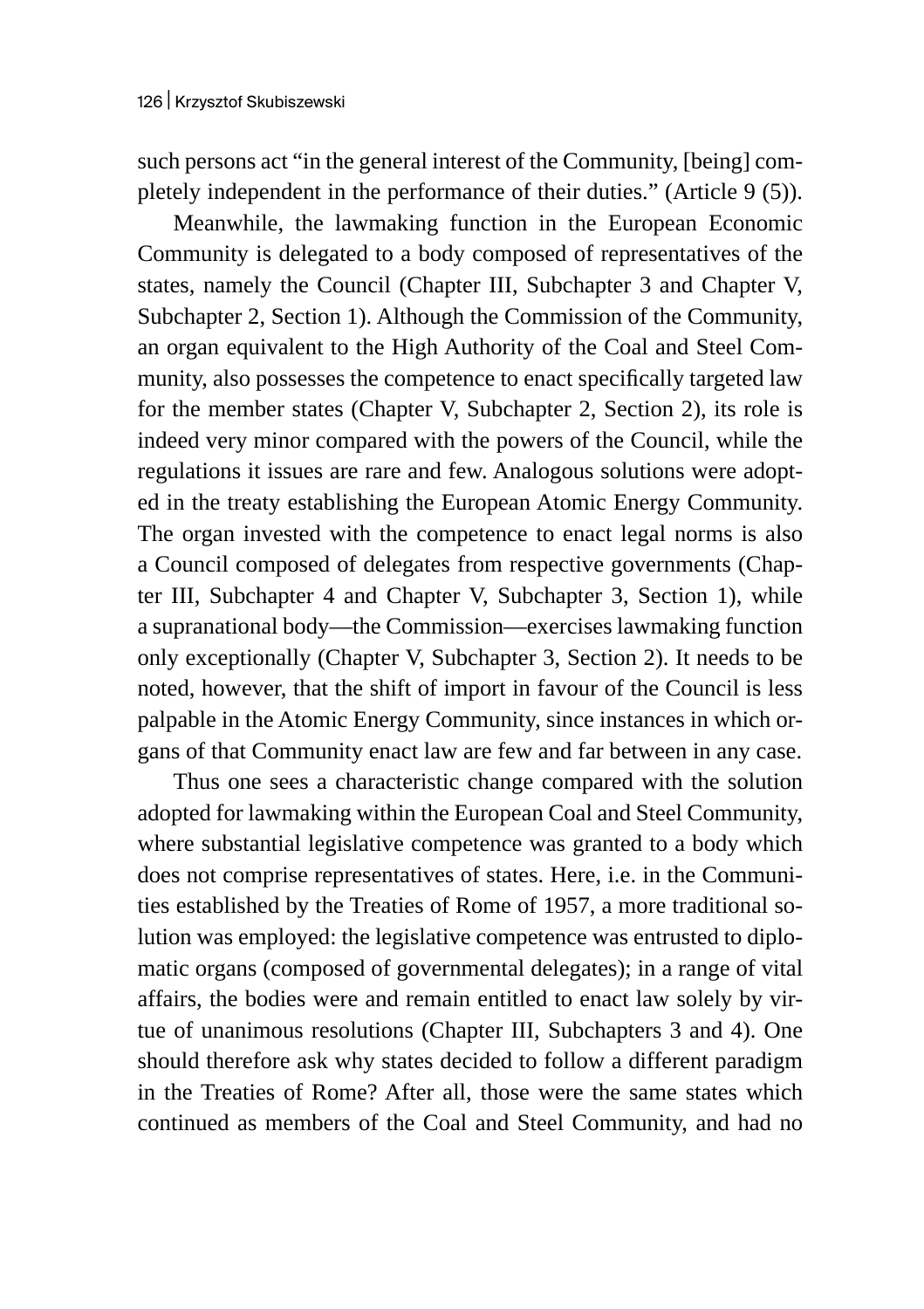such persons act "in the general interest of the Community, [being] completely independent in the performance of their duties." (Article 9 (5)).

Meanwhile, the lawmaking function in the European Economic Community is delegated to a body composed of representatives of the states, namely the Council (Chapter III, Subchapter 3 and Chapter V, Subchapter 2, Section 1). Although the Commission of the Community, an organ equivalent to the High Authority of the Coal and Steel Community, also possesses the competence to enact specifically targeted law for the member states (Chapter V, Subchapter 2, Section 2), its role is indeed very minor compared with the powers of the Council, while the regulations it issues are rare and few. Analogous solutions were adopted in the treaty establishing the European Atomic Energy Community. The organ invested with the competence to enact legal norms is also a Council composed of delegates from respective governments (Chapter III, Subchapter 4 and Chapter V, Subchapter 3, Section 1), while a supranational body—the Commission—exercises lawmaking function only exceptionally (Chapter V, Subchapter 3, Section 2). It needs to be noted, however, that the shift of import in favour of the Council is less palpable in the Atomic Energy Community, since instances in which organs of that Community enact law are few and far between in any case.

Thus one sees a characteristic change compared with the solution adopted for lawmaking within the European Coal and Steel Community, where substantial legislative competence was granted to a body which does not comprise representatives of states. Here, i.e. in the Communities established by the Treaties of Rome of 1957, a more traditional solution was employed: the legislative competence was entrusted to diplomatic organs (composed of governmental delegates); in a range of vital affairs, the bodies were and remain entitled to enact law solely by virtue of unanimous resolutions (Chapter III, Subchapters 3 and 4). One should therefore ask why states decided to follow a different paradigm in the Treaties of Rome? After all, those were the same states which continued as members of the Coal and Steel Community, and had no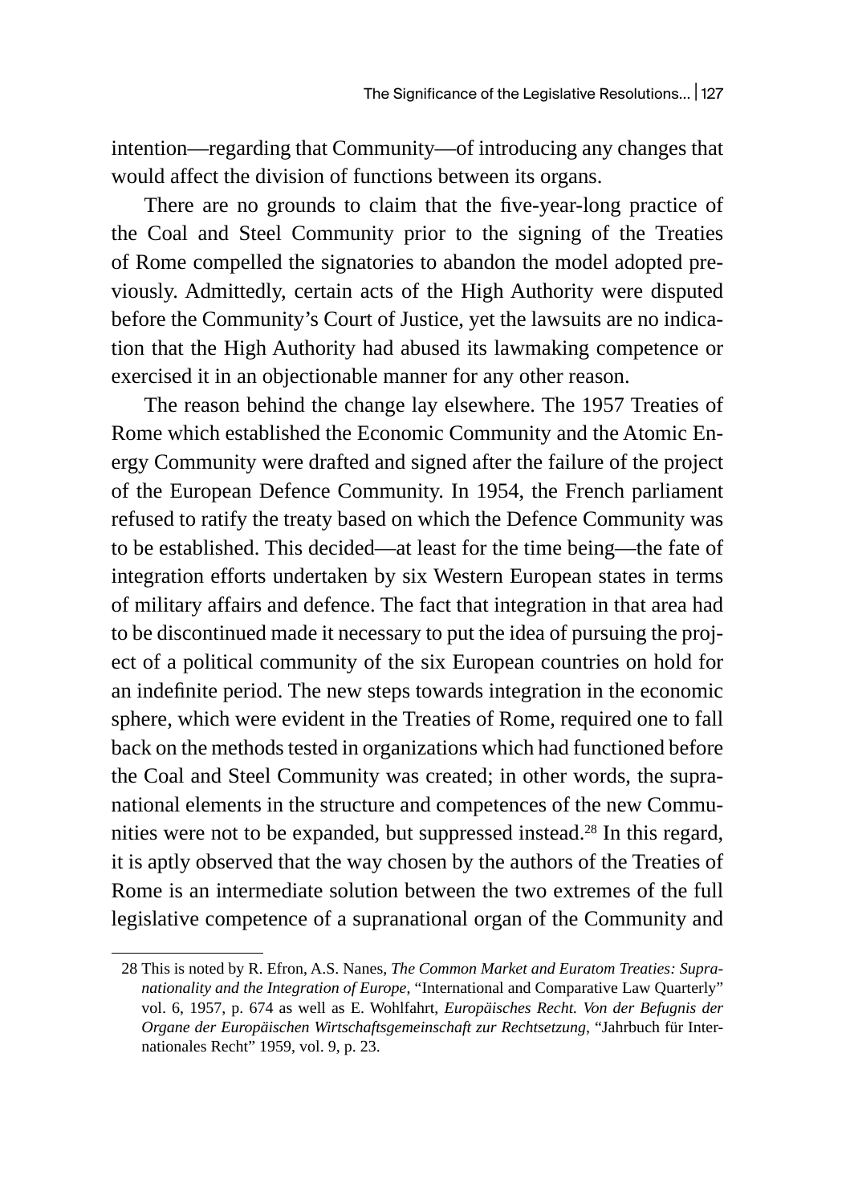intention—regarding that Community—of introducing any changes that would affect the division of functions between its organs.

There are no grounds to claim that the five-year-long practice of the Coal and Steel Community prior to the signing of the Treaties of Rome compelled the signatories to abandon the model adopted previously. Admittedly, certain acts of the High Authority were disputed before the Community's Court of Justice, yet the lawsuits are no indication that the High Authority had abused its lawmaking competence or exercised it in an objectionable manner for any other reason.

The reason behind the change lay elsewhere. The 1957 Treaties of Rome which established the Economic Community and the Atomic Energy Community were drafted and signed after the failure of the project of the European Defence Community. In 1954, the French parliament refused to ratify the treaty based on which the Defence Community was to be established. This decided—at least for the time being—the fate of integration efforts undertaken by six Western European states in terms of military affairs and defence. The fact that integration in that area had to be discontinued made it necessary to put the idea of pursuing the project of a political community of the six European countries on hold for an indefinite period. The new steps towards integration in the economic sphere, which were evident in the Treaties of Rome, required one to fall back on the methods tested in organizations which had functioned before the Coal and Steel Community was created; in other words, the supranational elements in the structure and competences of the new Communities were not to be expanded, but suppressed instead.[28] In this regard, it is aptly observed that the way chosen by the authors of the Treaties of Rome is an intermediate solution between the two extremes of the full legislative competence of a supranational organ of the Community and

---

28 This is noted by R. Efron, A.S. Nanes, *The Common Market and Euratom Treaties: Supranationality and the Integration of Europe*, "International and Comparative Law Quarterly" vol. 6, 1957, p. 674 as well as E. Wohlfahrt, *Europäisches Recht. Von der Befugnis der Organe der Europäischen Wirtschaftsgemeinschaft zur Rechtsetzung*, "Jahrbuch für Internationales Recht" 1959, vol. 9, p. 23.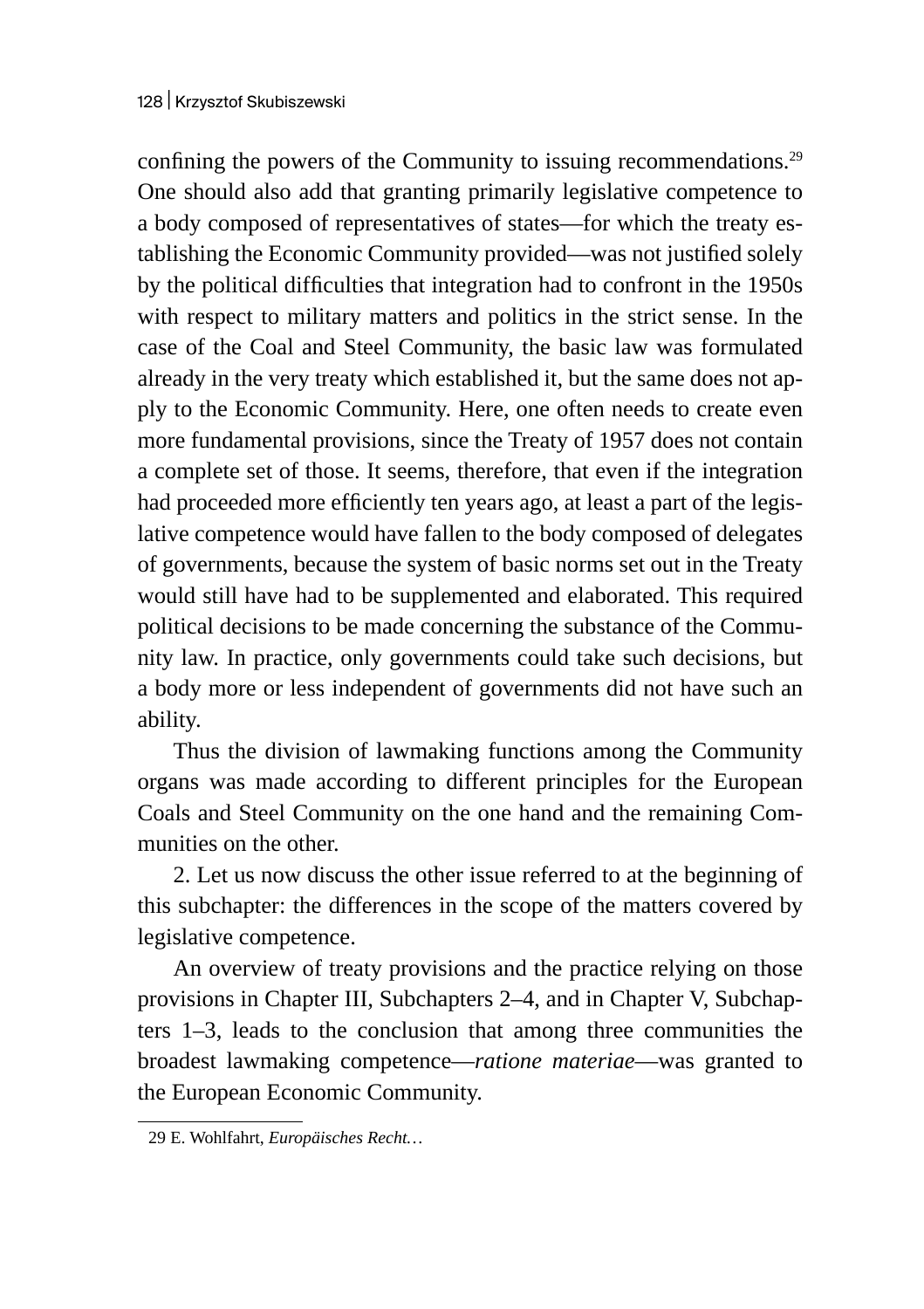confining the powers of the Community to issuing recommendations.[29] One should also add that granting primarily legislative competence to a body composed of representatives of states—for which the treaty establishing the Economic Community provided—was not justified solely by the political difficulties that integration had to confront in the 1950s with respect to military matters and politics in the strict sense. In the case of the Coal and Steel Community, the basic law was formulated already in the very treaty which established it, but the same does not apply to the Economic Community. Here, one often needs to create even more fundamental provisions, since the Treaty of 1957 does not contain a complete set of those. It seems, therefore, that even if the integration had proceeded more efficiently ten years ago, at least a part of the legislative competence would have fallen to the body composed of delegates of governments, because the system of basic norms set out in the Treaty would still have had to be supplemented and elaborated. This required political decisions to be made concerning the substance of the Community law. In practice, only governments could take such decisions, but a body more or less independent of governments did not have such an ability.

Thus the division of lawmaking functions among the Community organs was made according to different principles for the European Coals and Steel Community on the one hand and the remaining Communities on the other.

2. Let us now discuss the other issue referred to at the beginning of this subchapter: the differences in the scope of the matters covered by legislative competence.

An overview of treaty provisions and the practice relying on those provisions in Chapter III, Subchapters 2–4, and in Chapter V, Subchapters 1–3, leads to the conclusion that among three communities the broadest lawmaking competence—*ratione materiae*—was granted to the European Economic Community.

---

29 E. Wohlfahrt, *Europäisches Recht…*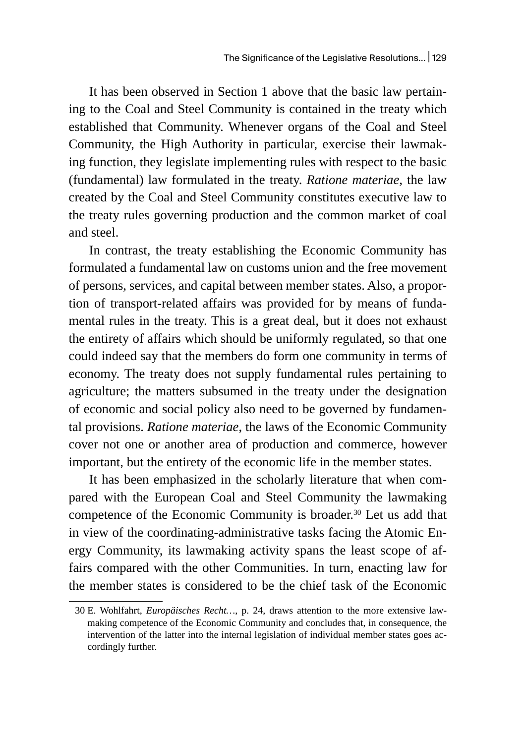It has been observed in Section 1 above that the basic law pertaining to the Coal and Steel Community is contained in the treaty which established that Community. Whenever organs of the Coal and Steel Community, the High Authority in particular, exercise their lawmaking function, they legislate implementing rules with respect to the basic (fundamental) law formulated in the treaty. *Ratione materiae,* the law created by the Coal and Steel Community constitutes executive law to the treaty rules governing production and the common market of coal and steel.

In contrast, the treaty establishing the Economic Community has formulated a fundamental law on customs union and the free movement of persons, services, and capital between member states. Also, a proportion of transport-related affairs was provided for by means of fundamental rules in the treaty. This is a great deal, but it does not exhaust the entirety of affairs which should be uniformly regulated, so that one could indeed say that the members do form one community in terms of economy. The treaty does not supply fundamental rules pertaining to agriculture; the matters subsumed in the treaty under the designation of economic and social policy also need to be governed by fundamental provisions. *Ratione materiae*, the laws of the Economic Community cover not one or another area of production and commerce, however important, but the entirety of the economic life in the member states.

It has been emphasized in the scholarly literature that when compared with the European Coal and Steel Community the lawmaking competence of the Economic Community is broader.[30] Let us add that in view of the coordinating-administrative tasks facing the Atomic Energy Community, its lawmaking activity spans the least scope of affairs compared with the other Communities. In turn, enacting law for the member states is considered to be the chief task of the Economic

30 E. Wohlfahrt, *Europäisches Recht…*, p. 24, draws attention to the more extensive lawmaking competence of the Economic Community and concludes that, in consequence, the intervention of the latter into the internal legislation of individual member states goes accordingly further.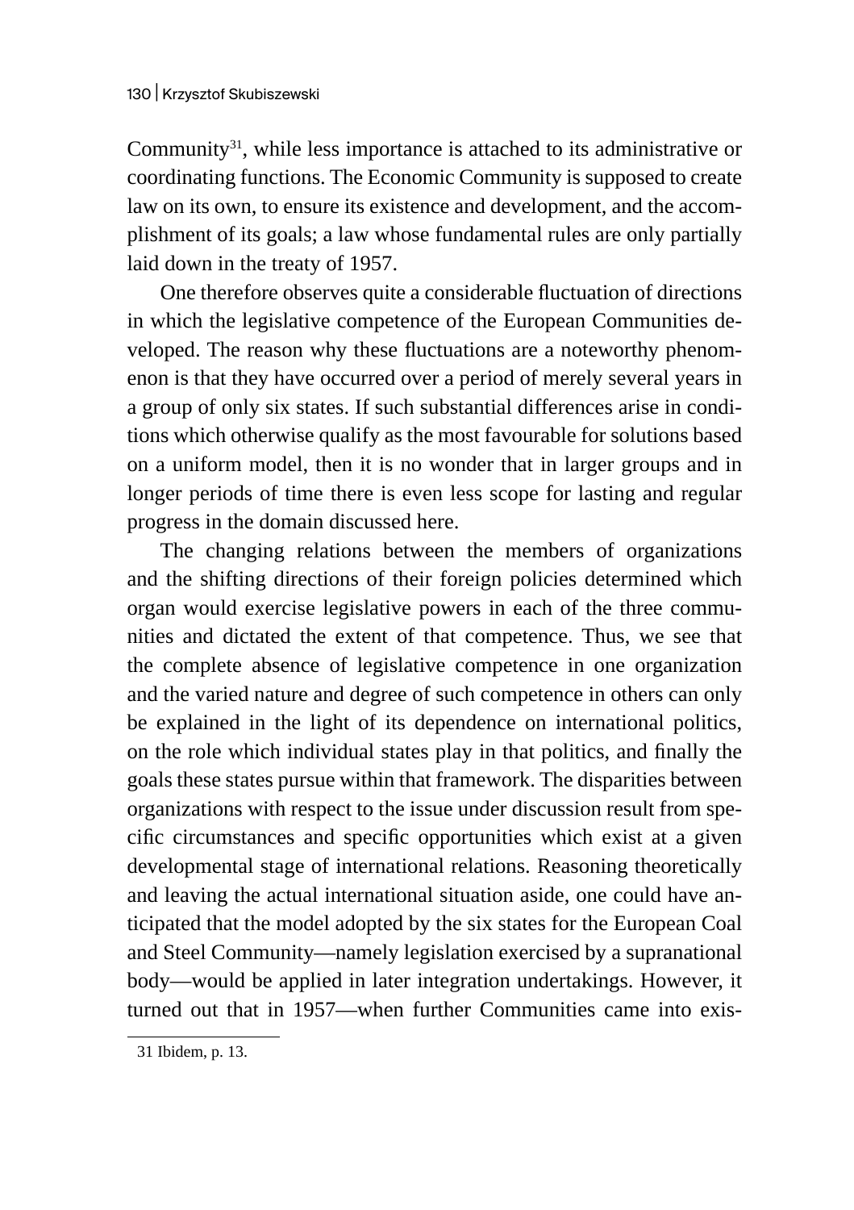Community[31], while less importance is attached to its administrative or coordinating functions. The Economic Community is supposed to create law on its own, to ensure its existence and development, and the accomplishment of its goals; a law whose fundamental rules are only partially laid down in the treaty of 1957.

One therefore observes quite a considerable fluctuation of directions in which the legislative competence of the European Communities developed. The reason why these fluctuations are a noteworthy phenomenon is that they have occurred over a period of merely several years in a group of only six states. If such substantial differences arise in conditions which otherwise qualify as the most favourable for solutions based on a uniform model, then it is no wonder that in larger groups and in longer periods of time there is even less scope for lasting and regular progress in the domain discussed here.

The changing relations between the members of organizations and the shifting directions of their foreign policies determined which organ would exercise legislative powers in each of the three communities and dictated the extent of that competence. Thus, we see that the complete absence of legislative competence in one organization and the varied nature and degree of such competence in others can only be explained in the light of its dependence on international politics, on the role which individual states play in that politics, and finally the goals these states pursue within that framework. The disparities between organizations with respect to the issue under discussion result from specific circumstances and specific opportunities which exist at a given developmental stage of international relations. Reasoning theoretically and leaving the actual international situation aside, one could have anticipated that the model adopted by the six states for the European Coal and Steel Community—namely legislation exercised by a supranational body—would be applied in later integration undertakings. However, it turned out that in 1957—when further Communities came into exis-

---

31 Ibidem, p. 13.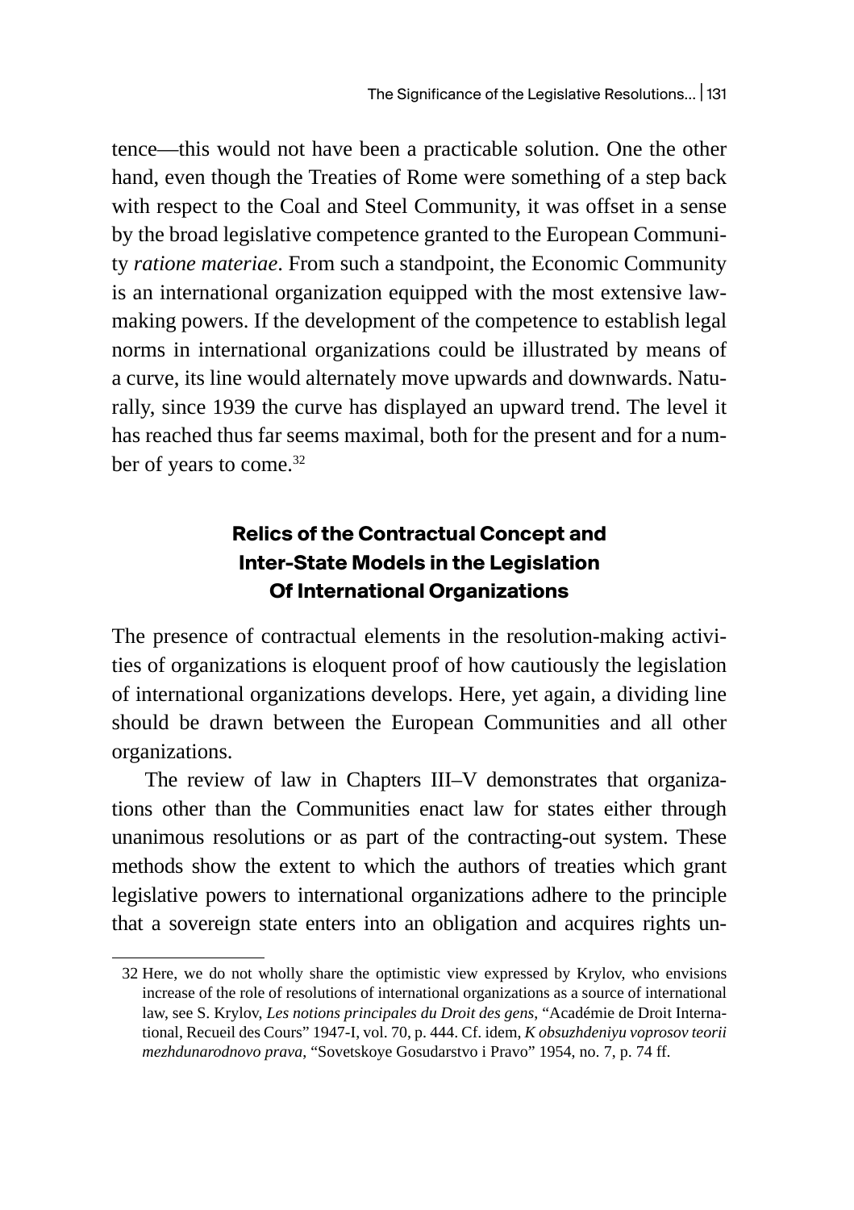tence—this would not have been a practicable solution. One the other hand, even though the Treaties of Rome were something of a step back with respect to the Coal and Steel Community, it was offset in a sense by the broad legislative competence granted to the European Community *ratione materiae*. From such a standpoint, the Economic Community is an international organization equipped with the most extensive law-making powers. If the development of the competence to establish legal norms in international organizations could be illustrated by means of a curve, its line would alternately move upwards and downwards. Naturally, since 1939 the curve has displayed an upward trend. The level it has reached thus far seems maximal, both for the present and for a number of years to come.[32]

## Relics of the Contractual Concept and Inter-State Models in the Legislation Of International Organizations

The presence of contractual elements in the resolution-making activities of organizations is eloquent proof of how cautiously the legislation of international organizations develops. Here, yet again, a dividing line should be drawn between the European Communities and all other organizations.

The review of law in Chapters III–V demonstrates that organizations other than the Communities enact law for states either through unanimous resolutions or as part of the contracting-out system. These methods show the extent to which the authors of treaties which grant legislative powers to international organizations adhere to the principle that a sovereign state enters into an obligation and acquires rights un-

---

32 Here, we do not wholly share the optimistic view expressed by Krylov, who envisions increase of the role of resolutions of international organizations as a source of international law, see S. Krylov, *Les notions principales du Droit des gens*, "Académie de Droit International, Recueil des Cours" 1947-I, vol. 70, p. 444. Cf. idem, *K obsuzhdeniyu voprosov teorii mezhdunarodnovo prava*, "Sovetskoye Gosudarstvo i Pravo" 1954, no. 7, p. 74 ff.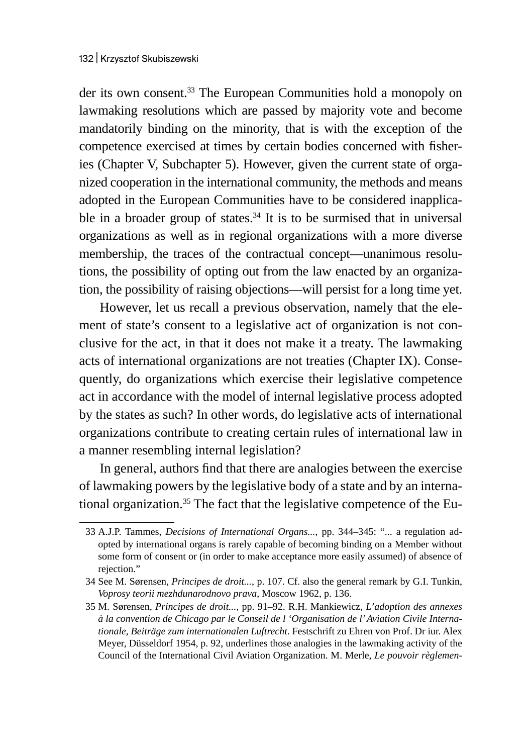der its own consent.[33] The European Communities hold a monopoly on lawmaking resolutions which are passed by majority vote and become mandatorily binding on the minority, that is with the exception of the competence exercised at times by certain bodies concerned with fisheries (Chapter V, Subchapter 5). However, given the current state of organized cooperation in the international community, the methods and means adopted in the European Communities have to be considered inapplicable in a broader group of states.[34] It is to be surmised that in universal organizations as well as in regional organizations with a more diverse membership, the traces of the contractual concept—unanimous resolutions, the possibility of opting out from the law enacted by an organization, the possibility of raising objections—will persist for a long time yet.

However, let us recall a previous observation, namely that the element of state's consent to a legislative act of organization is not conclusive for the act, in that it does not make it a treaty. The lawmaking acts of international organizations are not treaties (Chapter IX). Consequently, do organizations which exercise their legislative competence act in accordance with the model of internal legislative process adopted by the states as such? In other words, do legislative acts of international organizations contribute to creating certain rules of international law in a manner resembling internal legislation?

In general, authors find that there are analogies between the exercise of lawmaking powers by the legislative body of a state and by an international organization.[35] The fact that the legislative competence of the Eu-

---

33 A.J.P. Tammes, *Decisions of International Organs...*, pp. 344–345: "... a regulation adopted by international organs is rarely capable of becoming binding on a Member without some form of consent or (in order to make acceptance more easily assumed) of absence of rejection."

34 See M. Sørensen, *Principes de droit...*, p. 107. Cf. also the general remark by G.I. Tunkin, *Voprosy teorii mezhdunarodnovo prava*, Moscow 1962, p. 136.

35 M. Sørensen, *Principes de droit...*, pp. 91–92. R.H. Mankiewicz, *L'adoption des annexes à la convention de Chicago par le Conseil de l 'Organisation de l' Aviation Civile Internationale, Beiträge zum internationalen Luftrecht*. Festschrift zu Ehren von Prof. Dr iur. Alex Meyer, Düsseldorf 1954, p. 92, underlines those analogies in the lawmaking activity of the Council of the International Civil Aviation Organization. M. Merle, *Le pouvoir règlemen-*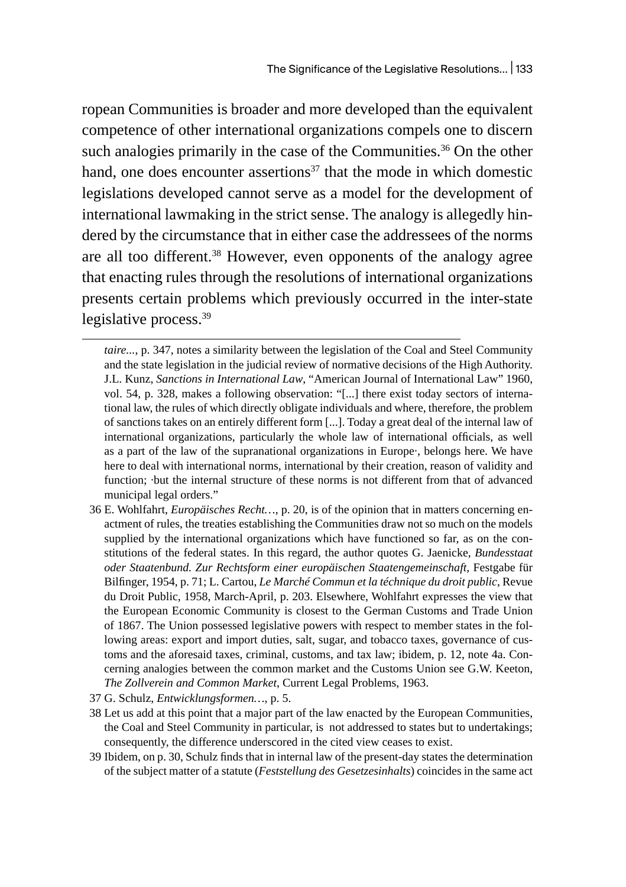ropean Communities is broader and more developed than the equivalent competence of other international organizations compels one to discern such analogies primarily in the case of the Communities.[36] On the other hand, one does encounter assertions[37] that the mode in which domestic legislations developed cannot serve as a model for the development of international lawmaking in the strict sense. The analogy is allegedly hindered by the circumstance that in either case the addressees of the norms are all too different.[38] However, even opponents of the analogy agree that enacting rules through the resolutions of international organizations presents certain problems which previously occurred in the inter-state legislative process.[39]

---

*taire...*, p. 347, notes a similarity between the legislation of the Coal and Steel Community and the state legislation in the judicial review of normative decisions of the High Authority. J.L. Kunz, *Sanctions in International Law*, "American Journal of International Law" 1960, vol. 54, p. 328, makes a following observation: "[...] there exist today sectors of international law, the rules of which directly obligate individuals and where, therefore, the problem of sanctions takes on an entirely different form [...]. Today a great deal of the internal law of international organizations, particularly the whole law of international officials, as well as a part of the law of the supranational organizations in Europe·, belongs here. We have here to deal with international norms, international by their creation, reason of validity and function; ·but the internal structure of these norms is not different from that of advanced municipal legal orders."

36 E. Wohlfahrt, *Europäisches Recht…*, p. 20, is of the opinion that in matters concerning enactment of rules, the treaties establishing the Communities draw not so much on the models supplied by the international organizations which have functioned so far, as on the constitutions of the federal states. In this regard, the author quotes G. Jaenicke, *Bundesstaat oder Staatenbund. Zur Rechtsform einer europäischen Staatengemeinschaft*, Festgabe für Bilfinger, 1954, p. 71; L. Cartou, *Le Marché Commun et la téchnique du droit public*, Revue du Droit Public, 1958, March-April, p. 203. Elsewhere, Wohlfahrt expresses the view that the European Economic Community is closest to the German Customs and Trade Union of 1867. The Union possessed legislative powers with respect to member states in the following areas: export and import duties, salt, sugar, and tobacco taxes, governance of customs and the aforesaid taxes, criminal, customs, and tax law; ibidem, p. 12, note 4a. Concerning analogies between the common market and the Customs Union see G.W. Keeton, *The Zollverein and Common Market*, Current Legal Problems, 1963.

37 G. Schulz, *Entwicklungsformen…*, p. 5.

38 Let us add at this point that a major part of the law enacted by the European Communities, the Coal and Steel Community in particular, is not addressed to states but to undertakings; consequently, the difference underscored in the cited view ceases to exist.

39 Ibidem, on p. 30, Schulz finds that in internal law of the present-day states the determination of the subject matter of a statute (*Feststellung des Gesetzesinhalts*) coincides in the same act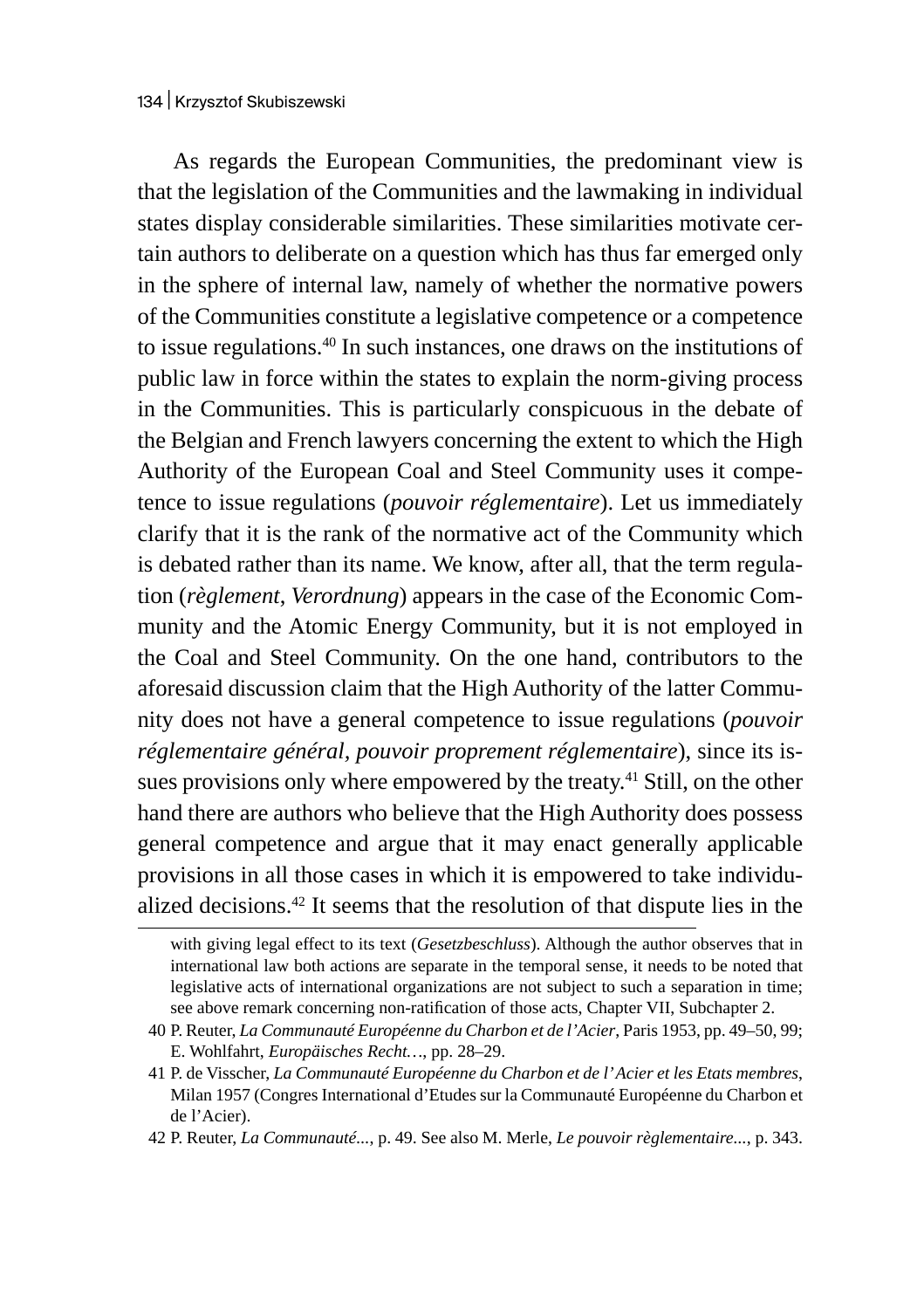As regards the European Communities, the predominant view is that the legislation of the Communities and the lawmaking in individual states display considerable similarities. These similarities motivate certain authors to deliberate on a question which has thus far emerged only in the sphere of internal law, namely of whether the normative powers of the Communities constitute a legislative competence or a competence to issue regulations.[40] In such instances, one draws on the institutions of public law in force within the states to explain the norm-giving process in the Communities. This is particularly conspicuous in the debate of the Belgian and French lawyers concerning the extent to which the High Authority of the European Coal and Steel Community uses it competence to issue regulations (*pouvoir réglementaire*). Let us immediately clarify that it is the rank of the normative act of the Community which is debated rather than its name. We know, after all, that the term regulation (*règlement*, *Verordnung*) appears in the case of the Economic Community and the Atomic Energy Community, but it is not employed in the Coal and Steel Community. On the one hand, contributors to the aforesaid discussion claim that the High Authority of the latter Community does not have a general competence to issue regulations (*pouvoir réglementaire général, pouvoir proprement réglementaire*), since its issues provisions only where empowered by the treaty.[41] Still, on the other hand there are authors who believe that the High Authority does possess general competence and argue that it may enact generally applicable provisions in all those cases in which it is empowered to take individualized decisions.[42] It seems that the resolution of that dispute lies in the

---

with giving legal effect to its text (*Gesetzbeschluss*). Although the author observes that in international law both actions are separate in the temporal sense, it needs to be noted that legislative acts of international organizations are not subject to such a separation in time; see above remark concerning non-ratification of those acts, Chapter VII, Subchapter 2.

40 P. Reuter, *La Communauté Européenne du Charbon et de l'Acier*, Paris 1953, pp. 49–50, 99; E. Wohlfahrt, *Europäisches Recht…*, pp. 28–29.

41 P. de Visscher, *La Communauté Européenne du Charbon et de l'Acier et les Etats membres*, Milan 1957 (Congres International d'Etudes sur la Communauté Européenne du Charbon et de l'Acier).

42 P. Reuter, *La Communauté...*, p. 49. See also M. Merle, *Le pouvoir règlementaire...*, p. 343.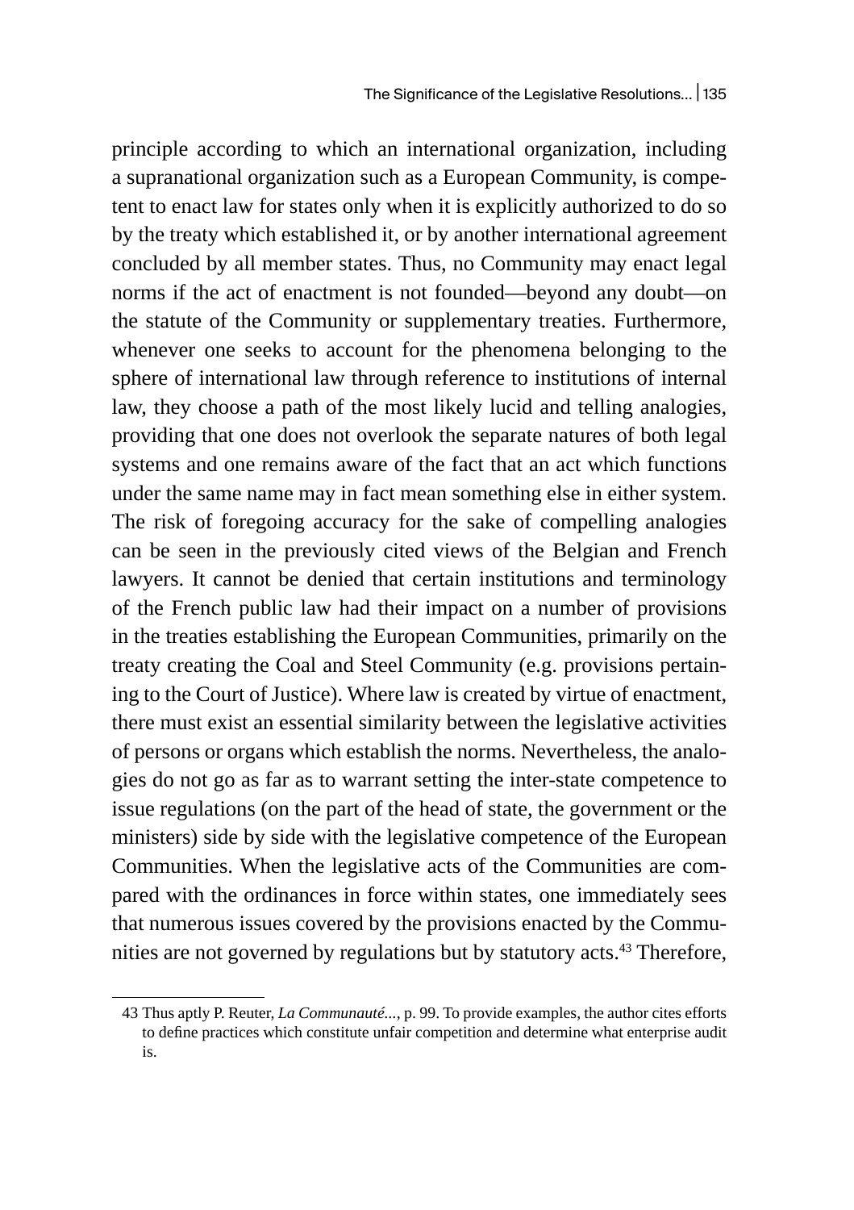principle according to which an international organization, including a supranational organization such as a European Community, is competent to enact law for states only when it is explicitly authorized to do so by the treaty which established it, or by another international agreement concluded by all member states. Thus, no Community may enact legal norms if the act of enactment is not founded—beyond any doubt—on the statute of the Community or supplementary treaties. Furthermore, whenever one seeks to account for the phenomena belonging to the sphere of international law through reference to institutions of internal law, they choose a path of the most likely lucid and telling analogies, providing that one does not overlook the separate natures of both legal systems and one remains aware of the fact that an act which functions under the same name may in fact mean something else in either system. The risk of foregoing accuracy for the sake of compelling analogies can be seen in the previously cited views of the Belgian and French lawyers. It cannot be denied that certain institutions and terminology of the French public law had their impact on a number of provisions in the treaties establishing the European Communities, primarily on the treaty creating the Coal and Steel Community (e.g. provisions pertaining to the Court of Justice). Where law is created by virtue of enactment, there must exist an essential similarity between the legislative activities of persons or organs which establish the norms. Nevertheless, the analogies do not go as far as to warrant setting the inter-state competence to issue regulations (on the part of the head of state, the government or the ministers) side by side with the legislative competence of the European Communities. When the legislative acts of the Communities are compared with the ordinances in force within states, one immediately sees that numerous issues covered by the provisions enacted by the Communities are not governed by regulations but by statutory acts.[43] Therefore,

---

43 Thus aptly P. Reuter, *La Communauté...*, p. 99. To provide examples, the author cites efforts to define practices which constitute unfair competition and determine what enterprise audit is.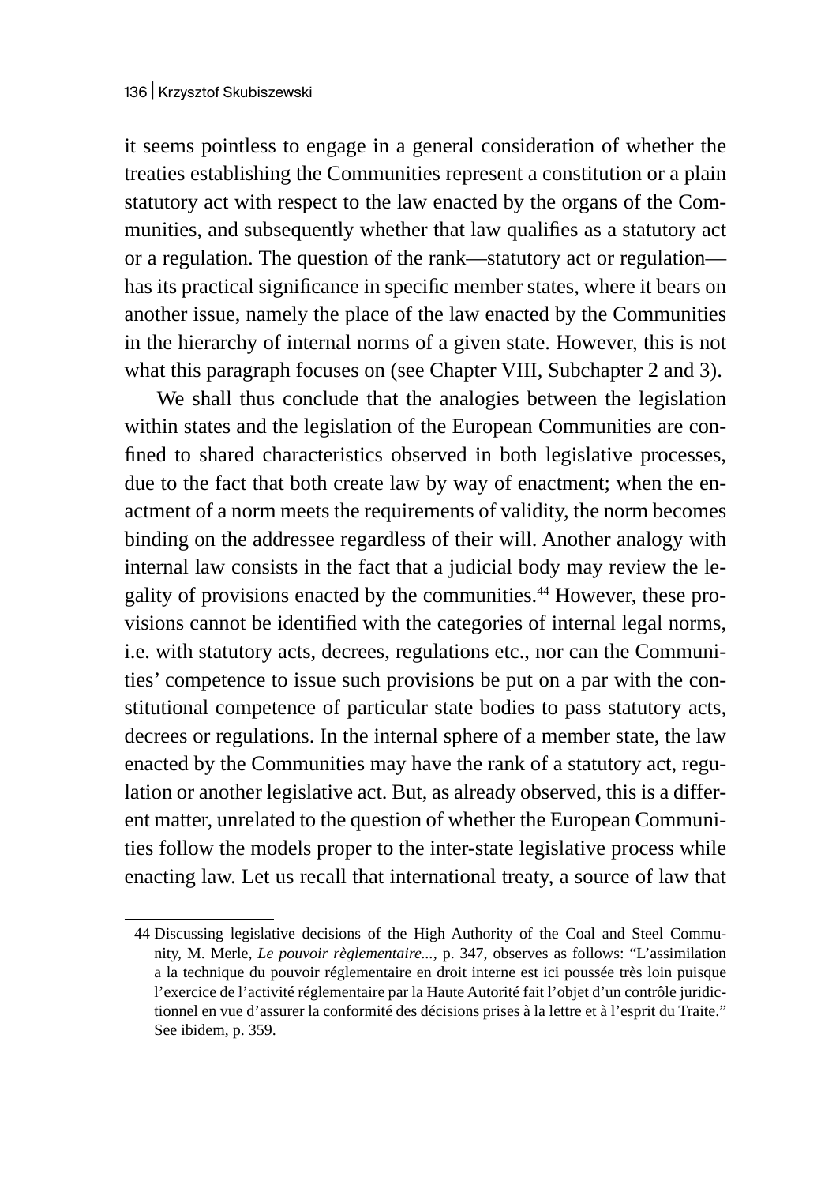it seems pointless to engage in a general consideration of whether the treaties establishing the Communities represent a constitution or a plain statutory act with respect to the law enacted by the organs of the Communities, and subsequently whether that law qualifies as a statutory act or a regulation. The question of the rank—statutory act or regulation—has its practical significance in specific member states, where it bears on another issue, namely the place of the law enacted by the Communities in the hierarchy of internal norms of a given state. However, this is not what this paragraph focuses on (see Chapter VIII, Subchapter 2 and 3).

We shall thus conclude that the analogies between the legislation within states and the legislation of the European Communities are confined to shared characteristics observed in both legislative processes, due to the fact that both create law by way of enactment; when the enactment of a norm meets the requirements of validity, the norm becomes binding on the addressee regardless of their will. Another analogy with internal law consists in the fact that a judicial body may review the legality of provisions enacted by the communities.[44] However, these provisions cannot be identified with the categories of internal legal norms, i.e. with statutory acts, decrees, regulations etc., nor can the Communities' competence to issue such provisions be put on a par with the constitutional competence of particular state bodies to pass statutory acts, decrees or regulations. In the internal sphere of a member state, the law enacted by the Communities may have the rank of a statutory act, regulation or another legislative act. But, as already observed, this is a different matter, unrelated to the question of whether the European Communities follow the models proper to the inter-state legislative process while enacting law. Let us recall that international treaty, a source of law that

---

44 Discussing legislative decisions of the High Authority of the Coal and Steel Community, M. Merle, *Le pouvoir règlementaire...*, p. 347, observes as follows: "L'assimilation a la technique du pouvoir réglementaire en droit interne est ici poussée très loin puisque l'exercice de l'activité réglementaire par la Haute Autorité fait l'objet d'un contrôle juridictionnel en vue d'assurer la conformité des décisions prises à la lettre et à l'esprit du Traite." See ibidem, p. 359.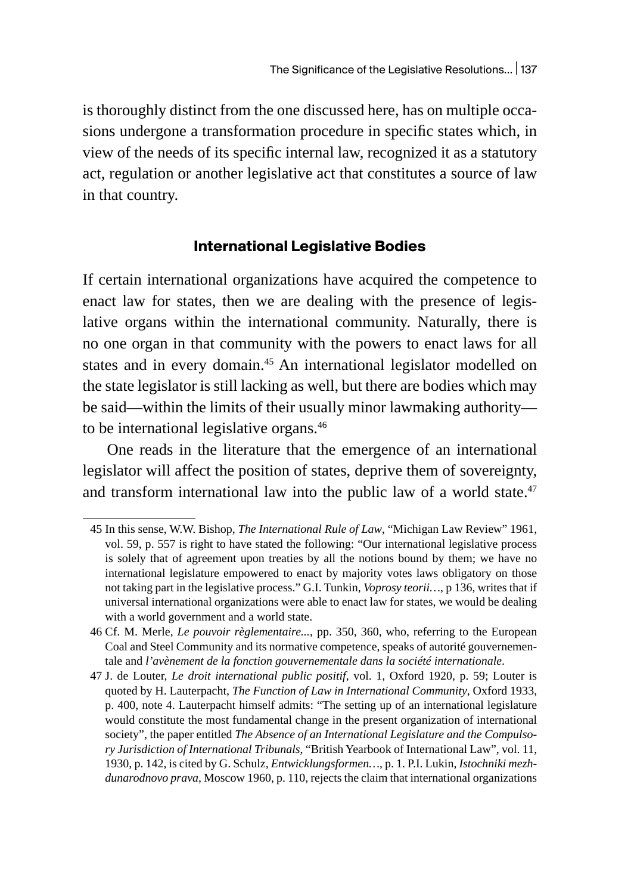is thoroughly distinct from the one discussed here, has on multiple occasions undergone a transformation procedure in specific states which, in view of the needs of its specific internal law, recognized it as a statutory act, regulation or another legislative act that constitutes a source of law in that country.

### International Legislative Bodies

If certain international organizations have acquired the competence to enact law for states, then we are dealing with the presence of legislative organs within the international community. Naturally, there is no one organ in that community with the powers to enact laws for all states and in every domain.[45] An international legislator modelled on the state legislator is still lacking as well, but there are bodies which may be said—within the limits of their usually minor lawmaking authority—to be international legislative organs.[46]

One reads in the literature that the emergence of an international legislator will affect the position of states, deprive them of sovereignty, and transform international law into the public law of a world state.[47]

---

45 In this sense, W.W. Bishop, *The International Rule of Law*, "Michigan Law Review" 1961, vol. 59, p. 557 is right to have stated the following: "Our international legislative process is solely that of agreement upon treaties by all the notions bound by them; we have no international legislature empowered to enact by majority votes laws obligatory on those not taking part in the legislative process." G.I. Tunkin, *Voprosy teorii…*, p 136, writes that if universal international organizations were able to enact law for states, we would be dealing with a world government and a world state.

46 Cf. M. Merle, *Le pouvoir règlementaire...*, pp. 350, 360, who, referring to the European Coal and Steel Community and its normative competence, speaks of autorité gouvernementale and *l'avènement de la fonction gouvernementale dans la société internationale*.

47 J. de Louter, *Le droit international public positif*, vol. 1, Oxford 1920, p. 59; Louter is quoted by H. Lauterpacht, *The Function of Law in International Community*, Oxford 1933, p. 400, note 4. Lauterpacht himself admits: "The setting up of an international legislature would constitute the most fundamental change in the present organization of international society", the paper entitled *The Absence of an International Legislature and the Compulsory Jurisdiction of International Tribunals*, "British Yearbook of International Law", vol. 11, 1930, p. 142, is cited by G. Schulz, *Entwicklungsformen…*, p. 1. P.I. Lukin, *Istochniki mezhdunarodnovo prava*, Moscow 1960, p. 110, rejects the claim that international organizations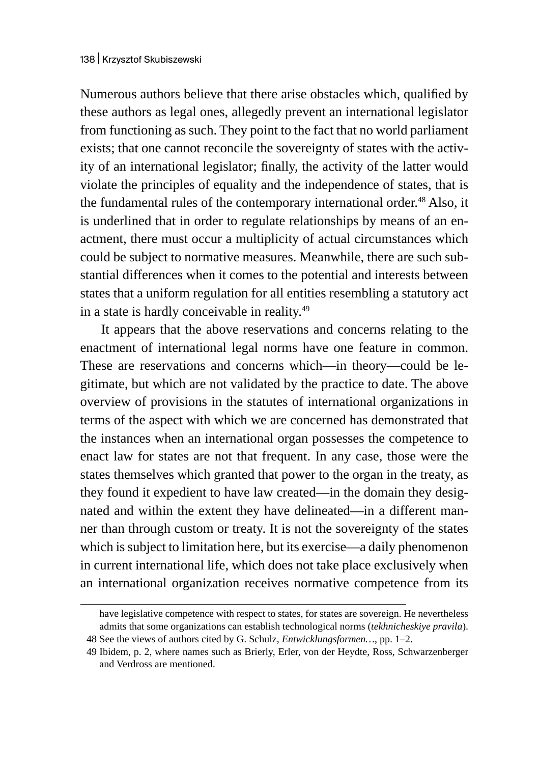Numerous authors believe that there arise obstacles which, qualified by these authors as legal ones, allegedly prevent an international legislator from functioning as such. They point to the fact that no world parliament exists; that one cannot reconcile the sovereignty of states with the activity of an international legislator; finally, the activity of the latter would violate the principles of equality and the independence of states, that is the fundamental rules of the contemporary international order.[48] Also, it is underlined that in order to regulate relationships by means of an enactment, there must occur a multiplicity of actual circumstances which could be subject to normative measures. Meanwhile, there are such substantial differences when it comes to the potential and interests between states that a uniform regulation for all entities resembling a statutory act in a state is hardly conceivable in reality.[49]

It appears that the above reservations and concerns relating to the enactment of international legal norms have one feature in common. These are reservations and concerns which—in theory—could be legitimate, but which are not validated by the practice to date. The above overview of provisions in the statutes of international organizations in terms of the aspect with which we are concerned has demonstrated that the instances when an international organ possesses the competence to enact law for states are not that frequent. In any case, those were the states themselves which granted that power to the organ in the treaty, as they found it expedient to have law created—in the domain they designated and within the extent they have delineated—in a different manner than through custom or treaty. It is not the sovereignty of the states which is subject to limitation here, but its exercise—a daily phenomenon in current international life, which does not take place exclusively when an international organization receives normative competence from its

have legislative competence with respect to states, for states are sovereign. He nevertheless admits that some organizations can establish technological norms (*tekhnicheskiye pravila*).

48 See the views of authors cited by G. Schulz, *Entwicklungsformen…*, pp. 1–2.

49 Ibidem, p. 2, where names such as Brierly, Erler, von der Heydte, Ross, Schwarzenberger and Verdross are mentioned.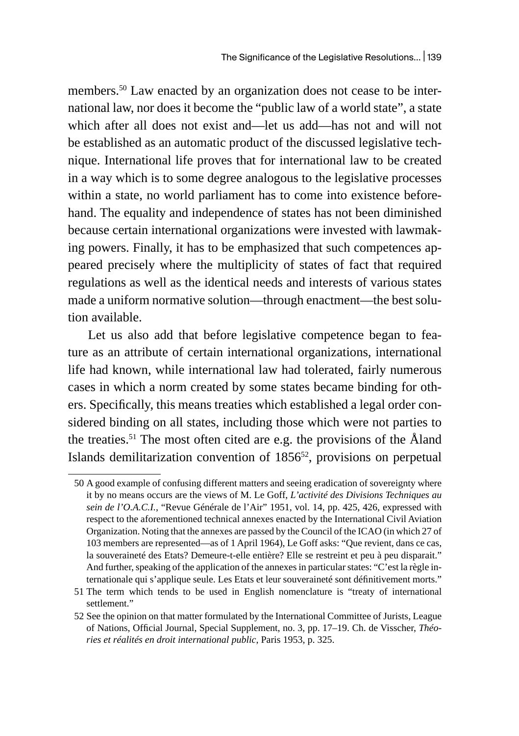members.[50] Law enacted by an organization does not cease to be international law, nor does it become the "public law of a world state", a state which after all does not exist and—let us add—has not and will not be established as an automatic product of the discussed legislative technique. International life proves that for international law to be created in a way which is to some degree analogous to the legislative processes within a state, no world parliament has to come into existence beforehand. The equality and independence of states has not been diminished because certain international organizations were invested with lawmaking powers. Finally, it has to be emphasized that such competences appeared precisely where the multiplicity of states of fact that required regulations as well as the identical needs and interests of various states made a uniform normative solution—through enactment—the best solution available.

Let us also add that before legislative competence began to feature as an attribute of certain international organizations, international life had known, while international law had tolerated, fairly numerous cases in which a norm created by some states became binding for others. Specifically, this means treaties which established a legal order considered binding on all states, including those which were not parties to the treaties.[51] The most often cited are e.g. the provisions of the Åland Islands demilitarization convention of 1856[52], provisions on perpetual

50 A good example of confusing different matters and seeing eradication of sovereignty where it by no means occurs are the views of M. Le Goff, *L'activité des Divisions Techniques au sein de l'O.A.C.I.*, "Revue Générale de l'Air" 1951, vol. 14, pp. 425, 426, expressed with respect to the aforementioned technical annexes enacted by the International Civil Aviation Organization. Noting that the annexes are passed by the Council of the ICAO (in which 27 of 103 members are represented—as of 1 April 1964), Le Goff asks: "Que revient, dans ce cas, la souveraineté des Etats? Demeure-t-elle entière? Elle se restreint et peu à peu disparait." And further, speaking of the application of the annexes in particular states: "C'est la règle internationale qui s'applique seule. Les Etats et leur souveraineté sont définitivement morts."

51 The term which tends to be used in English nomenclature is "treaty of international settlement."

52 See the opinion on that matter formulated by the International Committee of Jurists, League of Nations, Official Journal, Special Supplement, no. 3, pp. 17–19. Ch. de Visscher, *Théories et réalités en droit international public*, Paris 1953, p. 325.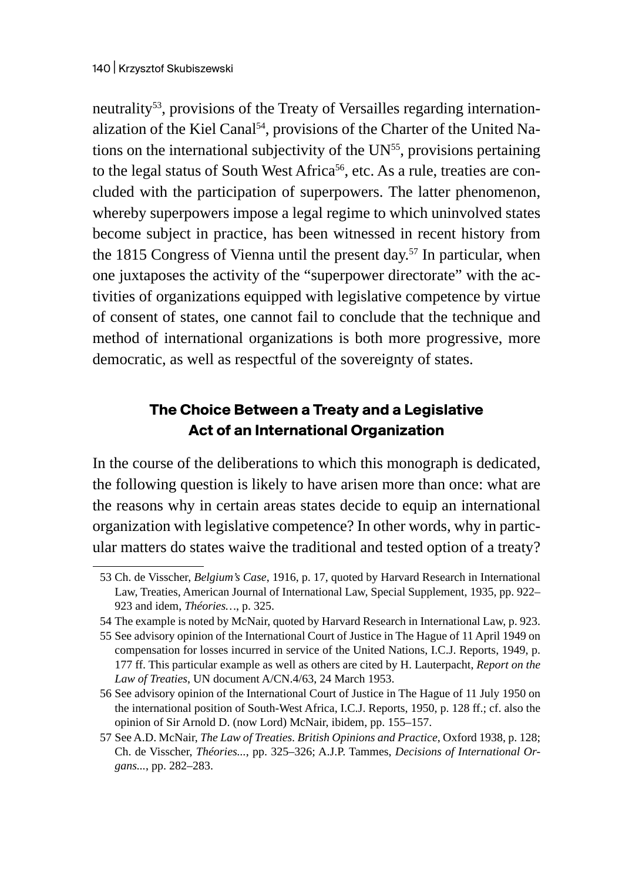neutrality[53], provisions of the Treaty of Versailles regarding internationalization of the Kiel Canal[54], provisions of the Charter of the United Nations on the international subjectivity of the UN[55], provisions pertaining to the legal status of South West Africa[56], etc. As a rule, treaties are concluded with the participation of superpowers. The latter phenomenon, whereby superpowers impose a legal regime to which uninvolved states become subject in practice, has been witnessed in recent history from the 1815 Congress of Vienna until the present day.[57] In particular, when one juxtaposes the activity of the "superpower directorate" with the activities of organizations equipped with legislative competence by virtue of consent of states, one cannot fail to conclude that the technique and method of international organizations is both more progressive, more democratic, as well as respectful of the sovereignty of states.

## The Choice Between a Treaty and a Legislative Act of an International Organization

In the course of the deliberations to which this monograph is dedicated, the following question is likely to have arisen more than once: what are the reasons why in certain areas states decide to equip an international organization with legislative competence? In other words, why in particular matters do states waive the traditional and tested option of a treaty?

53 Ch. de Visscher, *Belgium's Case*, 1916, p. 17, quoted by Harvard Research in International Law, Treaties, American Journal of International Law, Special Supplement, 1935, pp. 922–923 and idem, *Théories…*, p. 325.

54 The example is noted by McNair, quoted by Harvard Research in International Law, p. 923.

55 See advisory opinion of the International Court of Justice in The Hague of 11 April 1949 on compensation for losses incurred in service of the United Nations, I.C.J. Reports, 1949, p. 177 ff. This particular example as well as others are cited by H. Lauterpacht, *Report on the Law of Treaties*, UN document A/CN.4/63, 24 March 1953.

56 See advisory opinion of the International Court of Justice in The Hague of 11 July 1950 on the international position of South-West Africa, I.C.J. Reports, 1950, p. 128 ff.; cf. also the opinion of Sir Arnold D. (now Lord) McNair, ibidem, pp. 155–157.

57 See A.D. McNair, *The Law of Treaties. British Opinions and Practice*, Oxford 1938, p. 128; Ch. de Visscher, *Théories...*, pp. 325–326; A.J.P. Tammes, *Decisions of International Organs...*, pp. 282–283.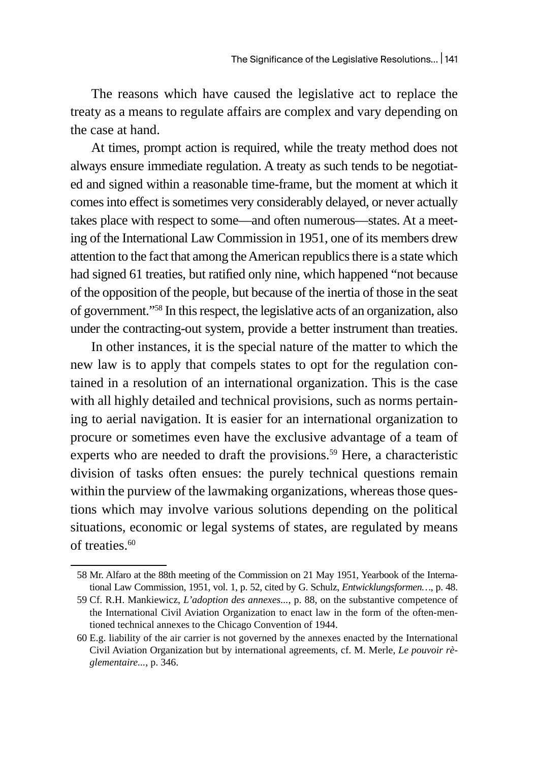The reasons which have caused the legislative act to replace the treaty as a means to regulate affairs are complex and vary depending on the case at hand.

At times, prompt action is required, while the treaty method does not always ensure immediate regulation. A treaty as such tends to be negotiated and signed within a reasonable time-frame, but the moment at which it comes into effect is sometimes very considerably delayed, or never actually takes place with respect to some—and often numerous—states. At a meeting of the International Law Commission in 1951, one of its members drew attention to the fact that among the American republics there is a state which had signed 61 treaties, but ratified only nine, which happened "not because of the opposition of the people, but because of the inertia of those in the seat of government."[58] In this respect, the legislative acts of an organization, also under the contracting-out system, provide a better instrument than treaties.

In other instances, it is the special nature of the matter to which the new law is to apply that compels states to opt for the regulation contained in a resolution of an international organization. This is the case with all highly detailed and technical provisions, such as norms pertaining to aerial navigation. It is easier for an international organization to procure or sometimes even have the exclusive advantage of a team of experts who are needed to draft the provisions.[59] Here, a characteristic division of tasks often ensues: the purely technical questions remain within the purview of the lawmaking organizations, whereas those questions which may involve various solutions depending on the political situations, economic or legal systems of states, are regulated by means of treaties.[60]

---

58 Mr. Alfaro at the 88th meeting of the Commission on 21 May 1951, Yearbook of the International Law Commission, 1951, vol. 1, p. 52, cited by G. Schulz, *Entwicklungsformen…*, p. 48.

59 Cf. R.H. Mankiewicz, *L'adoption des annexes...*, p. 88, on the substantive competence of the International Civil Aviation Organization to enact law in the form of the often-mentioned technical annexes to the Chicago Convention of 1944.

60 E.g. liability of the air carrier is not governed by the annexes enacted by the International Civil Aviation Organization but by international agreements, cf. M. Merle, *Le pouvoir règlementaire...*, p. 346.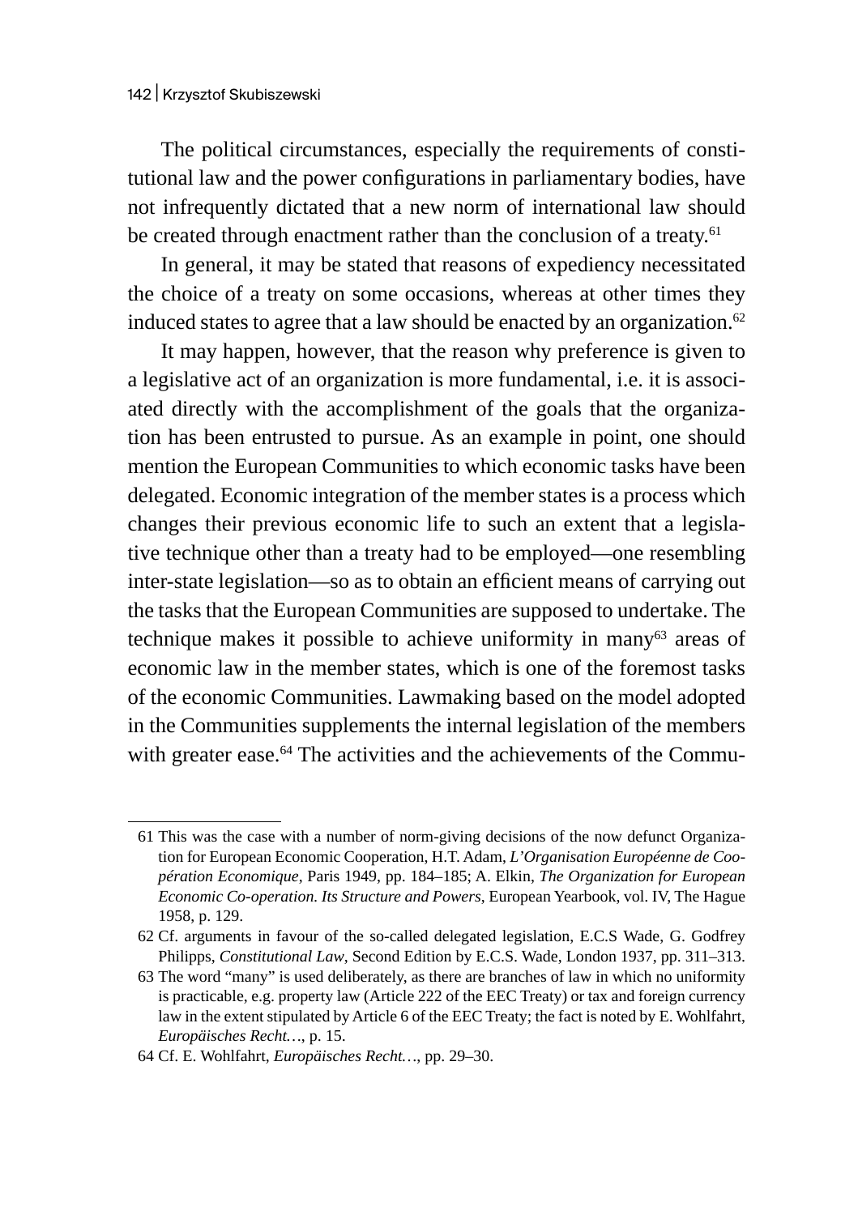The political circumstances, especially the requirements of constitutional law and the power configurations in parliamentary bodies, have not infrequently dictated that a new norm of international law should be created through enactment rather than the conclusion of a treaty.[61]

In general, it may be stated that reasons of expediency necessitated the choice of a treaty on some occasions, whereas at other times they induced states to agree that a law should be enacted by an organization.[62]

It may happen, however, that the reason why preference is given to a legislative act of an organization is more fundamental, i.e. it is associated directly with the accomplishment of the goals that the organization has been entrusted to pursue. As an example in point, one should mention the European Communities to which economic tasks have been delegated. Economic integration of the member states is a process which changes their previous economic life to such an extent that a legislative technique other than a treaty had to be employed—one resembling inter-state legislation—so as to obtain an efficient means of carrying out the tasks that the European Communities are supposed to undertake. The technique makes it possible to achieve uniformity in many[63] areas of economic law in the member states, which is one of the foremost tasks of the economic Communities. Lawmaking based on the model adopted in the Communities supplements the internal legislation of the members with greater ease.[64] The activities and the achievements of the Commu-

---

61 This was the case with a number of norm-giving decisions of the now defunct Organization for European Economic Cooperation, H.T. Adam, *L'Organisation Européenne de Coopération Economique*, Paris 1949, pp. 184–185; A. Elkin, *The Organization for European Economic Co-operation. Its Structure and Powers*, European Yearbook, vol. IV, The Hague 1958, p. 129.

62 Cf. arguments in favour of the so-called delegated legislation, E.C.S Wade, G. Godfrey Philipps, *Constitutional Law*, Second Edition by E.C.S. Wade, London 1937, pp. 311–313.

63 The word "many" is used deliberately, as there are branches of law in which no uniformity is practicable, e.g. property law (Article 222 of the EEC Treaty) or tax and foreign currency law in the extent stipulated by Article 6 of the EEC Treaty; the fact is noted by E. Wohlfahrt, *Europäisches Recht…*, p. 15.

64 Cf. E. Wohlfahrt, *Europäisches Recht…*, pp. 29–30.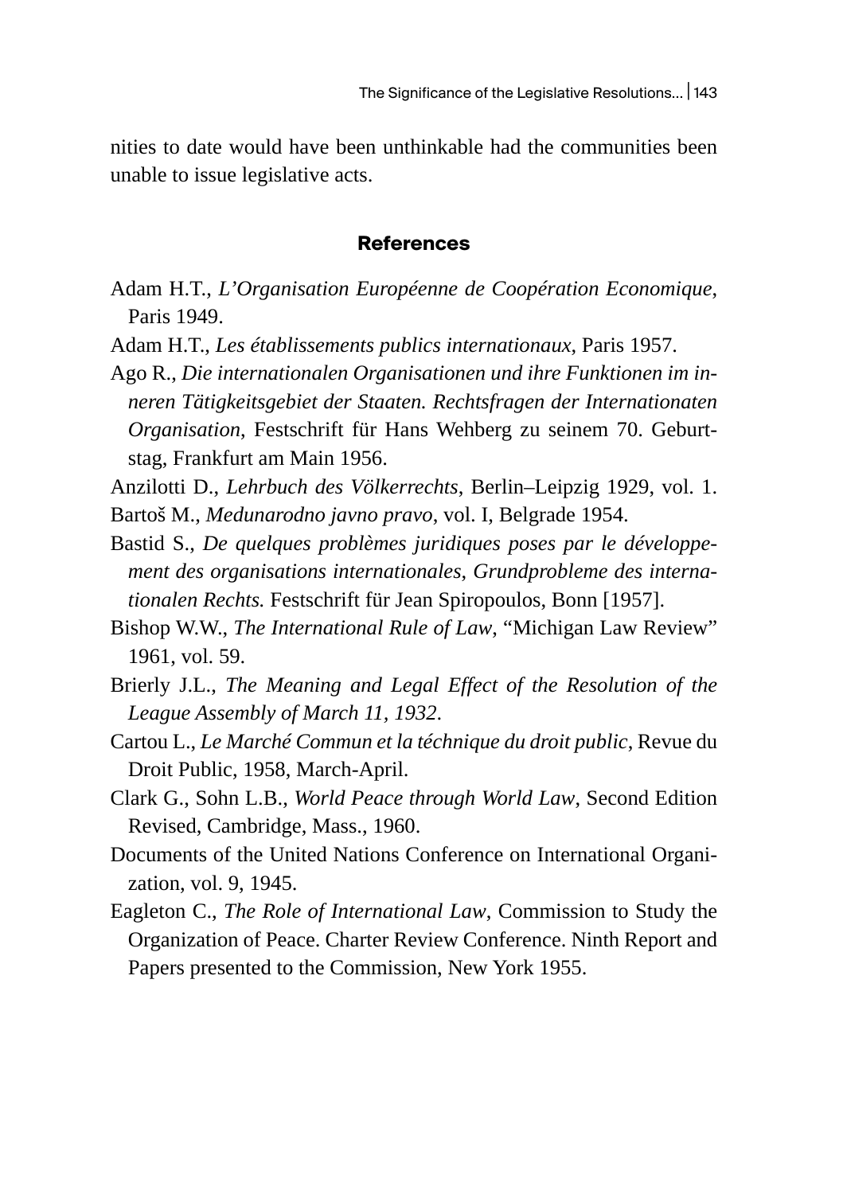nities to date would have been unthinkable had the communities been unable to issue legislative acts.

## References

Adam H.T., *L'Organisation Européenne de Coopération Economique*, Paris 1949.

Adam H.T., *Les établissements publics internationaux*, Paris 1957.

Ago R., *Die internationalen Organisationen und ihre Funktionen im inneren Tätigkeitsgebiet der Staaten. Rechtsfragen der Internationaten Organisation*, Festschrift für Hans Wehberg zu seinem 70. Geburtstag, Frankfurt am Main 1956.

Anzilotti D., *Lehrbuch des Völkerrechts*, Berlin–Leipzig 1929, vol. 1.

Bartoš M., *Medunarodno javno pravo*, vol. I, Belgrade 1954.

Bastid S., *De quelques problèmes juridiques poses par le développement des organisations internationales, Grundprobleme des internationalen Rechts.* Festschrift für Jean Spiropoulos, Bonn [1957].

Bishop W.W., *The International Rule of Law*, "Michigan Law Review" 1961, vol. 59.

Brierly J.L., *The Meaning and Legal Effect of the Resolution of the League Assembly of March 11, 1932*.

Cartou L., *Le Marché Commun et la téchnique du droit public*, Revue du Droit Public, 1958, March-April.

Clark G., Sohn L.B., *World Peace through World Law*, Second Edition Revised, Cambridge, Mass., 1960.

Documents of the United Nations Conference on International Organization, vol. 9, 1945.

Eagleton C., *The Role of International Law*, Commission to Study the Organization of Peace. Charter Review Conference. Ninth Report and Papers presented to the Commission, New York 1955.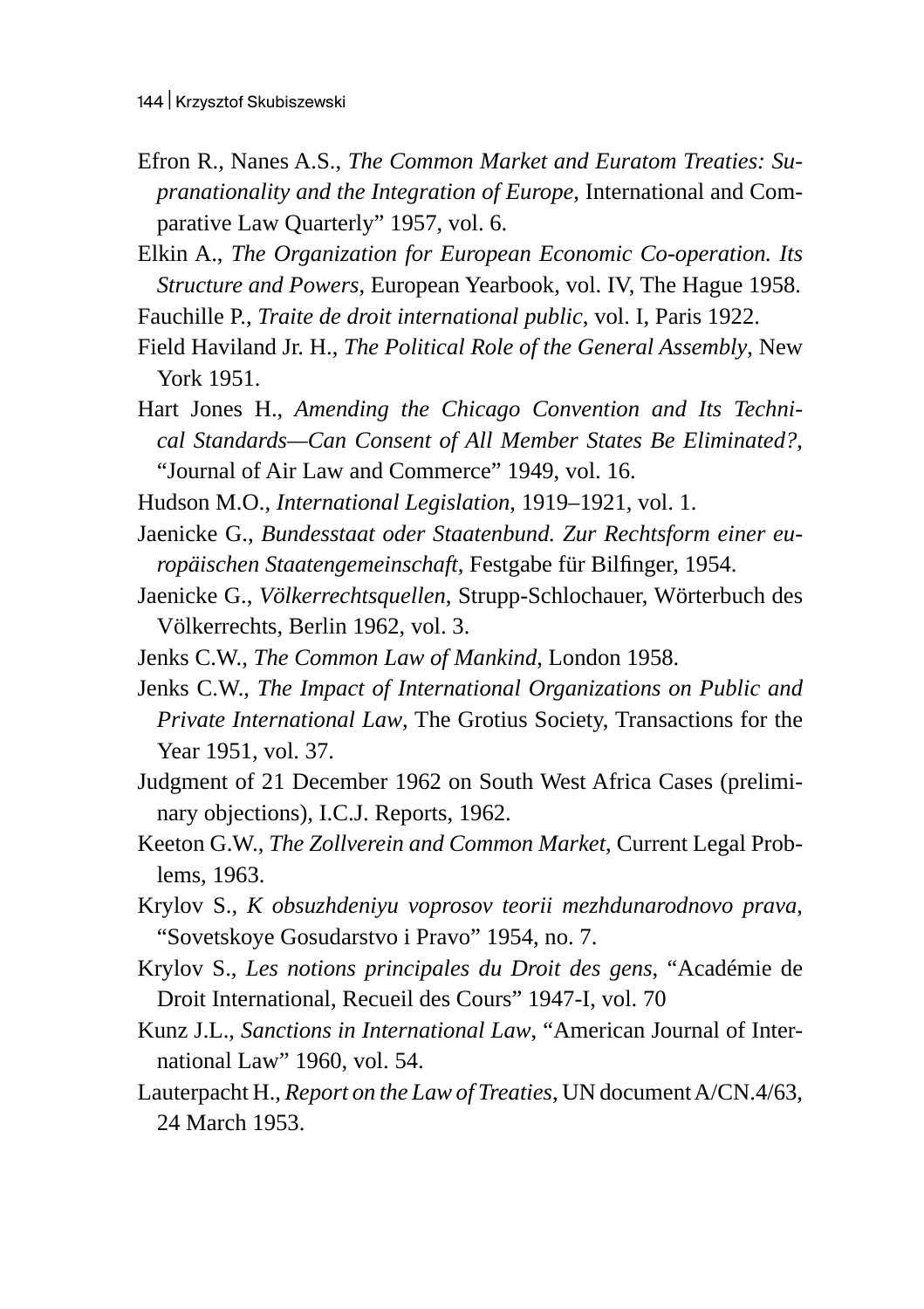Efron R., Nanes A.S., *The Common Market and Euratom Treaties: Supranationality and the Integration of Europe*, International and Comparative Law Quarterly" 1957, vol. 6.

Elkin A., *The Organization for European Economic Co-operation. Its Structure and Powers*, European Yearbook, vol. IV, The Hague 1958.

Fauchille P., *Traite de droit international public*, vol. I, Paris 1922.

Field Haviland Jr. H., *The Political Role of the General Assembly*, New York 1951.

Hart Jones H., *Amending the Chicago Convention and Its Technical Standards—Can Consent of All Member States Be Eliminated?*, "Journal of Air Law and Commerce" 1949, vol. 16.

Hudson M.O., *International Legislation*, 1919–1921, vol. 1.

Jaenicke G., *Bundesstaat oder Staatenbund. Zur Rechtsform einer europäischen Staatengemeinschaft*, Festgabe für Bilfinger, 1954.

Jaenicke G., *Völkerrechtsquellen*, Strupp-Schlochauer, Wörterbuch des Völkerrechts, Berlin 1962, vol. 3.

Jenks C.W., *The Common Law of Mankind*, London 1958.

Jenks C.W., *The Impact of International Organizations on Public and Private International Law*, The Grotius Society, Transactions for the Year 1951, vol. 37.

Judgment of 21 December 1962 on South West Africa Cases (preliminary objections), I.C.J. Reports, 1962.

Keeton G.W., *The Zollverein and Common Market*, Current Legal Problems, 1963.

Krylov S., *K obsuzhdeniyu voprosov teorii mezhdunarodnovo prava*, "Sovetskoye Gosudarstvo i Pravo" 1954, no. 7.

Krylov S., *Les notions principales du Droit des gens*, "Académie de Droit International, Recueil des Cours" 1947-I, vol. 70

Kunz J.L., *Sanctions in International Law*, "American Journal of International Law" 1960, vol. 54.

Lauterpacht H., *Report on the Law of Treaties*, UN document A/CN.4/63, 24 March 1953.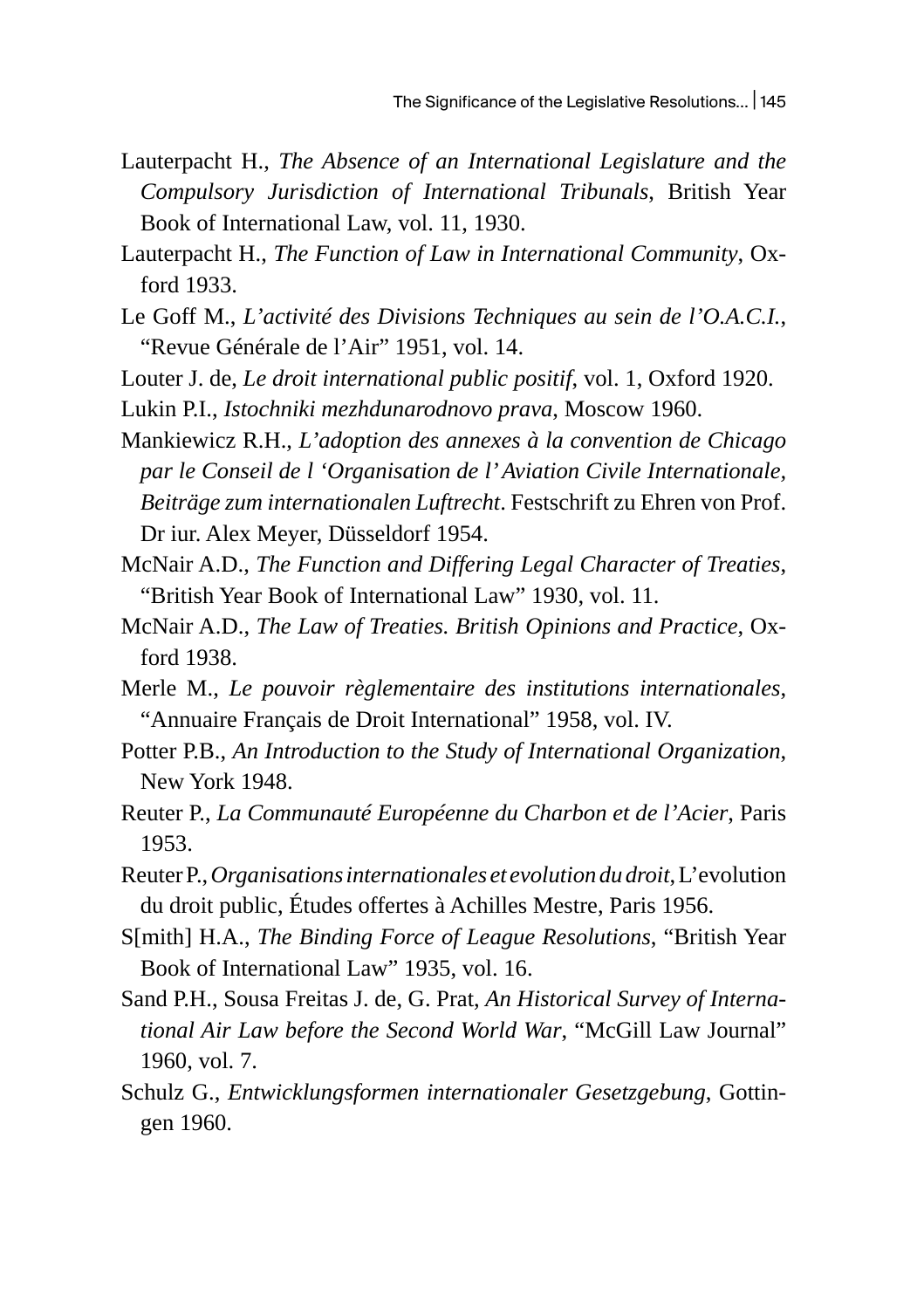Lauterpacht H., *The Absence of an International Legislature and the Compulsory Jurisdiction of International Tribunals*, British Year Book of International Law, vol. 11, 1930.

Lauterpacht H., *The Function of Law in International Community*, Oxford 1933.

Le Goff M., *L'activité des Divisions Techniques au sein de l'O.A.C.I.*, "Revue Générale de l'Air" 1951, vol. 14.

Louter J. de, *Le droit international public positif*, vol. 1, Oxford 1920.

Lukin P.I., *Istochniki mezhdunarodnovo prava*, Moscow 1960.

Mankiewicz R.H., *L'adoption des annexes à la convention de Chicago par le Conseil de l 'Organisation de l' Aviation Civile Internationale, Beiträge zum internationalen Luftrecht*. Festschrift zu Ehren von Prof. Dr iur. Alex Meyer, Düsseldorf 1954.

McNair A.D., *The Function and Differing Legal Character of Treaties*, "British Year Book of International Law" 1930, vol. 11.

McNair A.D., *The Law of Treaties. British Opinions and Practice*, Oxford 1938.

Merle M., *Le pouvoir règlementaire des institutions internationales*, "Annuaire Français de Droit International" 1958, vol. IV.

Potter P.B., *An Introduction to the Study of International Organization*, New York 1948.

Reuter P., *La Communauté Européenne du Charbon et de l'Acier*, Paris 1953.

Reuter P., *Organisations internationales et evolution du droit*, L'evolution du droit public, Études offertes à Achilles Mestre, Paris 1956.

S[mith] H.A., *The Binding Force of League Resolutions*, "British Year Book of International Law" 1935, vol. 16.

Sand P.H., Sousa Freitas J. de, G. Prat, *An Historical Survey of International Air Law before the Second World War*, "McGill Law Journal" 1960, vol. 7.

Schulz G., *Entwicklungsformen internationaler Gesetzgebung*, Gottingen 1960.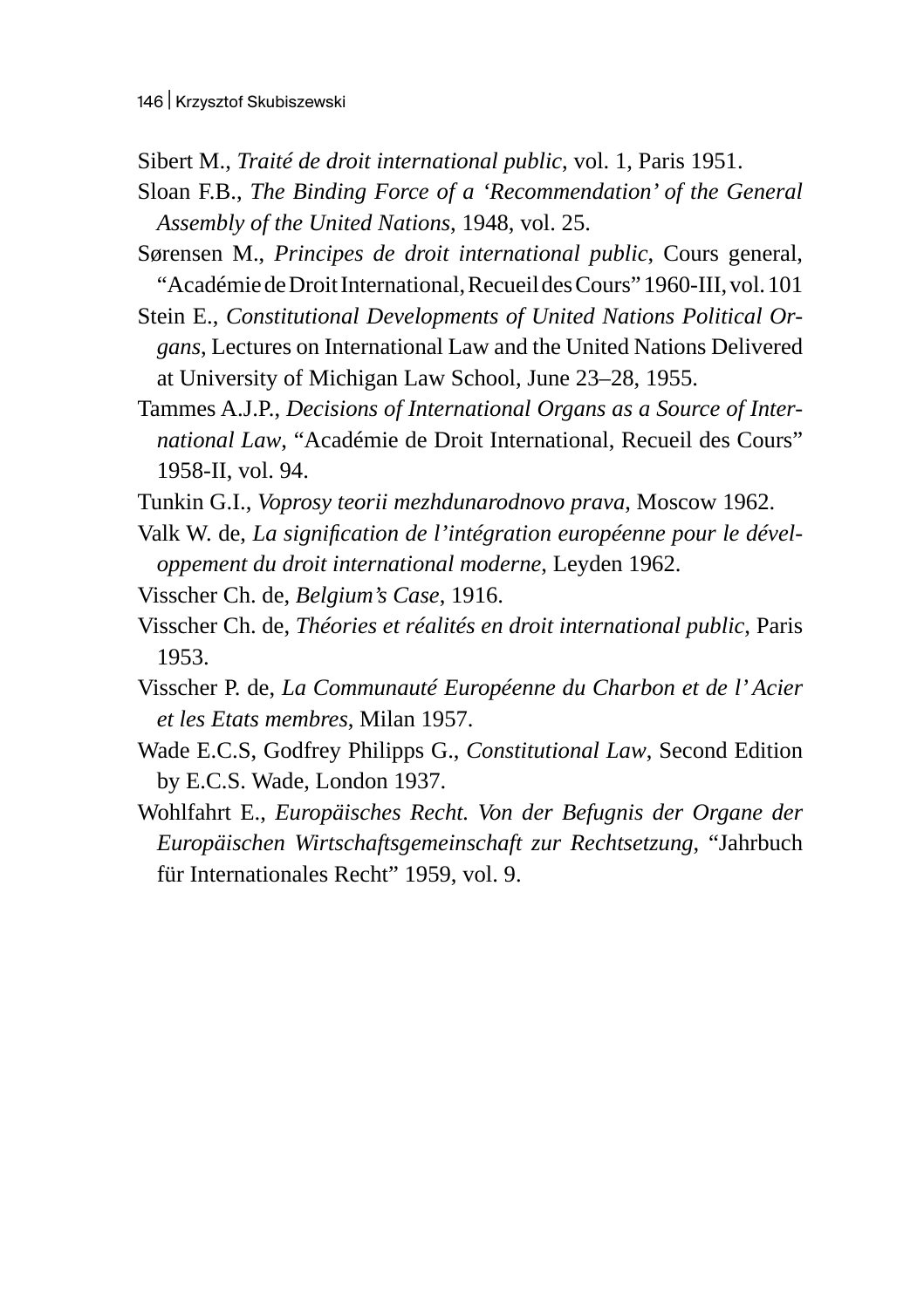Sibert M., *Traité de droit international public*, vol. 1, Paris 1951.

Sloan F.B., *The Binding Force of a 'Recommendation' of the General Assembly of the United Nations*, 1948, vol. 25.

Sørensen M., *Principes de droit international public*, Cours general, "Académie de Droit International, Recueil des Cours" 1960-III, vol. 101

Stein E., *Constitutional Developments of United Nations Political Organs*, Lectures on International Law and the United Nations Delivered at University of Michigan Law School, June 23–28, 1955.

Tammes A.J.P., *Decisions of International Organs as a Source of International Law*, "Académie de Droit International, Recueil des Cours" 1958-II, vol. 94.

Tunkin G.I., *Voprosy teorii mezhdunarodnovo prava*, Moscow 1962.

Valk W. de, *La signification de l'intégration européenne pour le développement du droit international moderne*, Leyden 1962.

Visscher Ch. de, *Belgium's Case*, 1916.

Visscher Ch. de, *Théories et réalités en droit international public*, Paris 1953.

Visscher P. de, *La Communauté Européenne du Charbon et de l' Acier et les Etats membres*, Milan 1957.

Wade E.C.S, Godfrey Philipps G., *Constitutional Law*, Second Edition by E.C.S. Wade, London 1937.

Wohlfahrt E., *Europäisches Recht. Von der Befugnis der Organe der Europäischen Wirtschaftsgemeinschaft zur Rechtsetzung*, "Jahrbuch für Internationales Recht" 1959, vol. 9.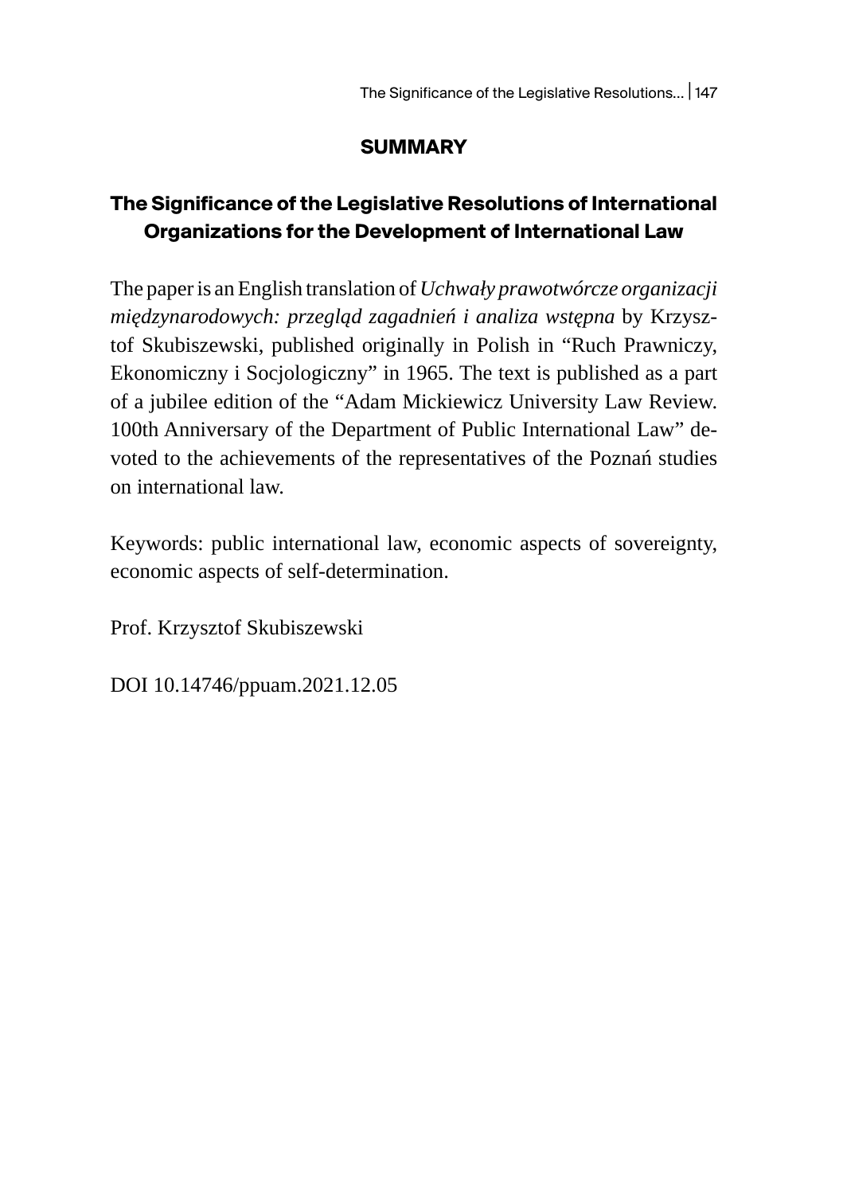## SUMMARY

### The Significance of the Legislative Resolutions of International Organizations for the Development of International Law

The paper is an English translation of *Uchwały prawotwórcze organizacji międzynarodowych: przegląd zagadnień i analiza wstępna* by Krzysztof Skubiszewski, published originally in Polish in "Ruch Prawniczy, Ekonomiczny i Socjologiczny" in 1965. The text is published as a part of a jubilee edition of the "Adam Mickiewicz University Law Review. 100th Anniversary of the Department of Public International Law" devoted to the achievements of the representatives of the Poznań studies on international law.

Keywords: public international law, economic aspects of sovereignty, economic aspects of self-determination.

Prof. Krzysztof Skubiszewski

DOI 10.14746/ppuam.2021.12.05